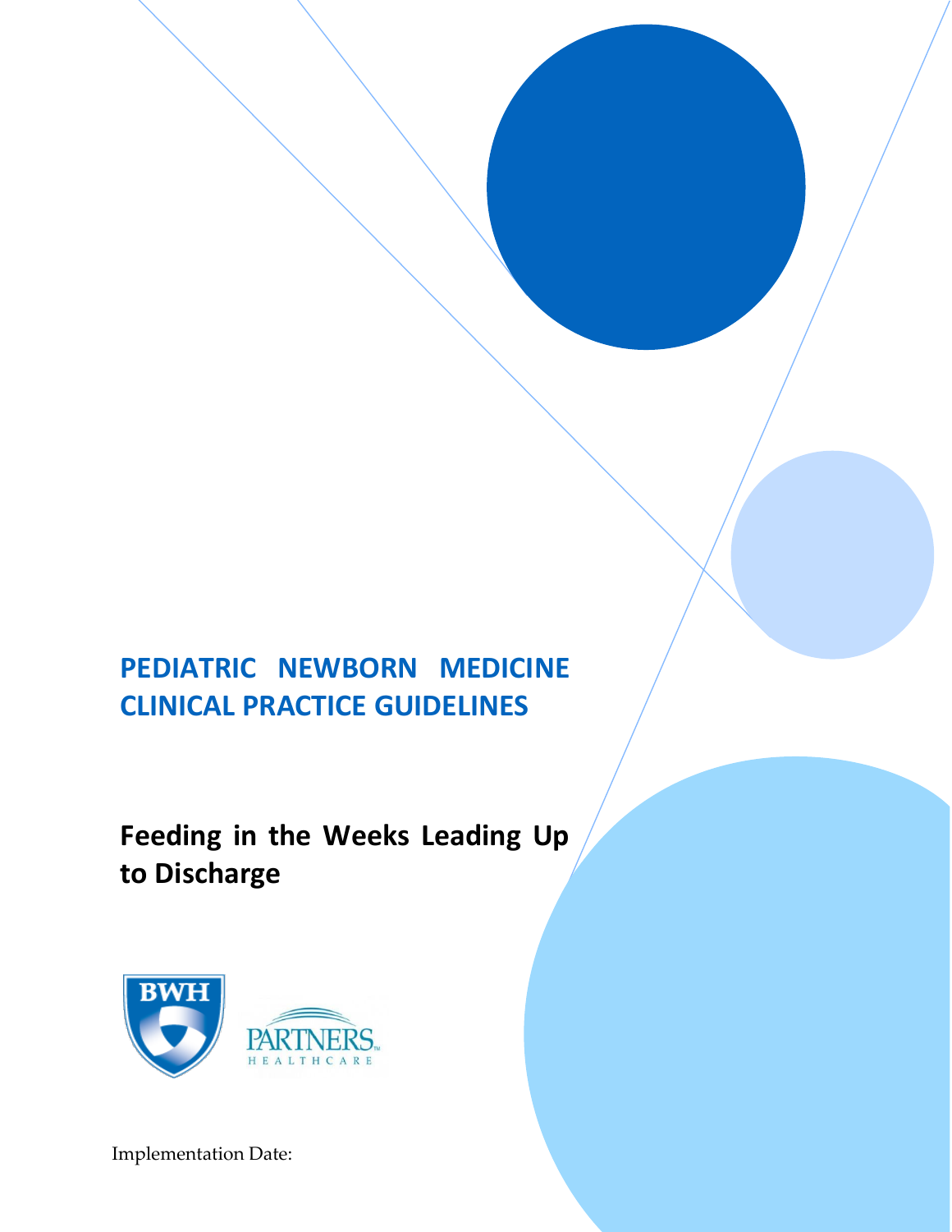# PEDIATRIC NEWBORN MEDICINE CLINICAL PRACTICE GUIDELINES

## Feeding in the Weeks Leading Up to Discharge

BWH

PARTNERS HEALTHCARE

Implementation Date: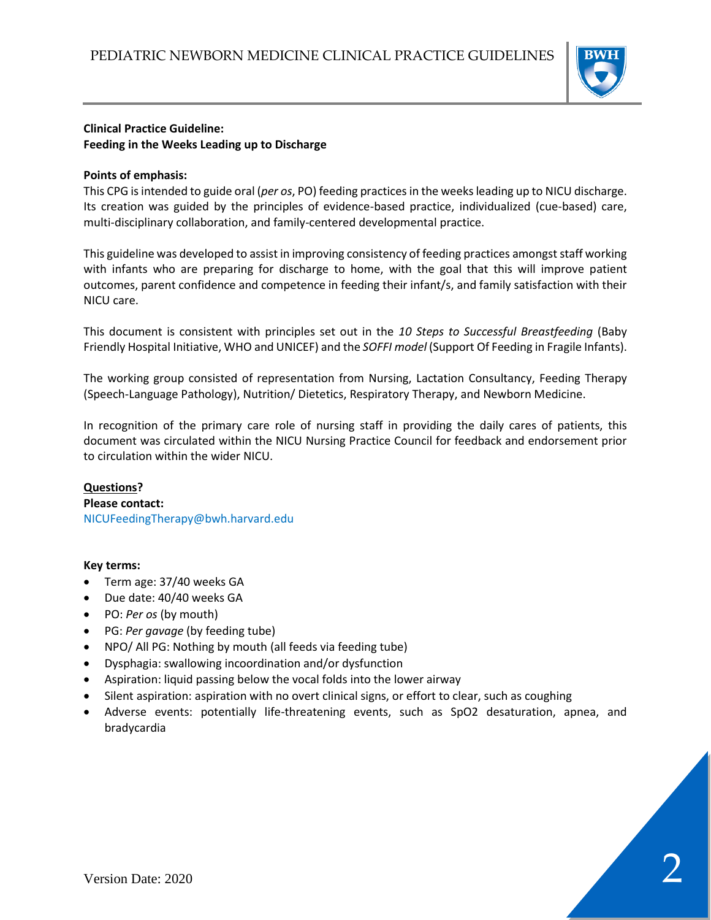**Clinical Practice Guideline:**
**Feeding in the Weeks Leading up to Discharge**

**Points of emphasis:**

This CPG is intended to guide oral (*per os*, PO) feeding practices in the weeks leading up to NICU discharge. Its creation was guided by the principles of evidence-based practice, individualized (cue-based) care, multi-disciplinary collaboration, and family-centered developmental practice.

This guideline was developed to assist in improving consistency of feeding practices amongst staff working with infants who are preparing for discharge to home, with the goal that this will improve patient outcomes, parent confidence and competence in feeding their infant/s, and family satisfaction with their NICU care.

This document is consistent with principles set out in the *10 Steps to Successful Breastfeeding* (Baby Friendly Hospital Initiative, WHO and UNICEF) and the *SOFFI model* (Support Of Feeding in Fragile Infants).

The working group consisted of representation from Nursing, Lactation Consultancy, Feeding Therapy (Speech-Language Pathology), Nutrition/ Dietetics, Respiratory Therapy, and Newborn Medicine.

In recognition of the primary care role of nursing staff in providing the daily cares of patients, this document was circulated within the NICU Nursing Practice Council for feedback and endorsement prior to circulation within the wider NICU.

**Questions?**
**Please contact:**
NICUFeedingTherapy@bwh.harvard.edu

**Key terms:**

- Term age: 37/40 weeks GA
- Due date: 40/40 weeks GA
- PO: *Per os* (by mouth)
- PG: *Per gavage* (by feeding tube)
- NPO/ All PG: Nothing by mouth (all feeds via feeding tube)
- Dysphagia: swallowing incoordination and/or dysfunction
- Aspiration: liquid passing below the vocal folds into the lower airway
- Silent aspiration: aspiration with no overt clinical signs, or effort to clear, such as coughing
- Adverse events: potentially life-threatening events, such as SpO2 desaturation, apnea, and bradycardia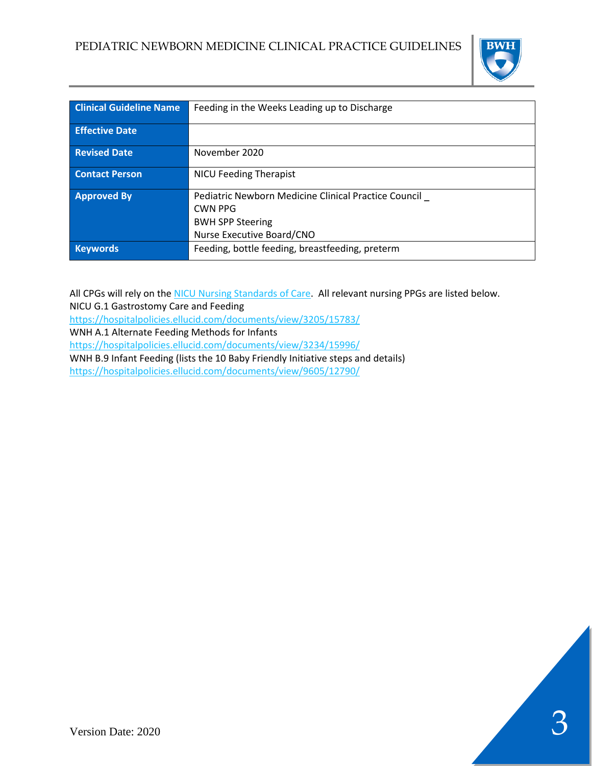| Clinical Guideline Name | Feeding in the Weeks Leading up to Discharge |
|---|---|
| Effective Date | |
| Revised Date | November 2020 |
| Contact Person | NICU Feeding Therapist |
| Approved By | Pediatric Newborn Medicine Clinical Practice Council _<br>CWN PPG<br>BWH SPP Steering<br>Nurse Executive Board/CNO |
| Keywords | Feeding, bottle feeding, breastfeeding, preterm |

All CPGs will rely on the [NICU Nursing Standards of Care](). All relevant nursing PPGs are listed below.
NICU G.1 Gastrostomy Care and Feeding
https://hospitalpolicies.ellucid.com/documents/view/3205/15783/
WNH A.1 Alternate Feeding Methods for Infants
https://hospitalpolicies.ellucid.com/documents/view/3234/15996/
WNH B.9 Infant Feeding (lists the 10 Baby Friendly Initiative steps and details)
https://hospitalpolicies.ellucid.com/documents/view/9605/12790/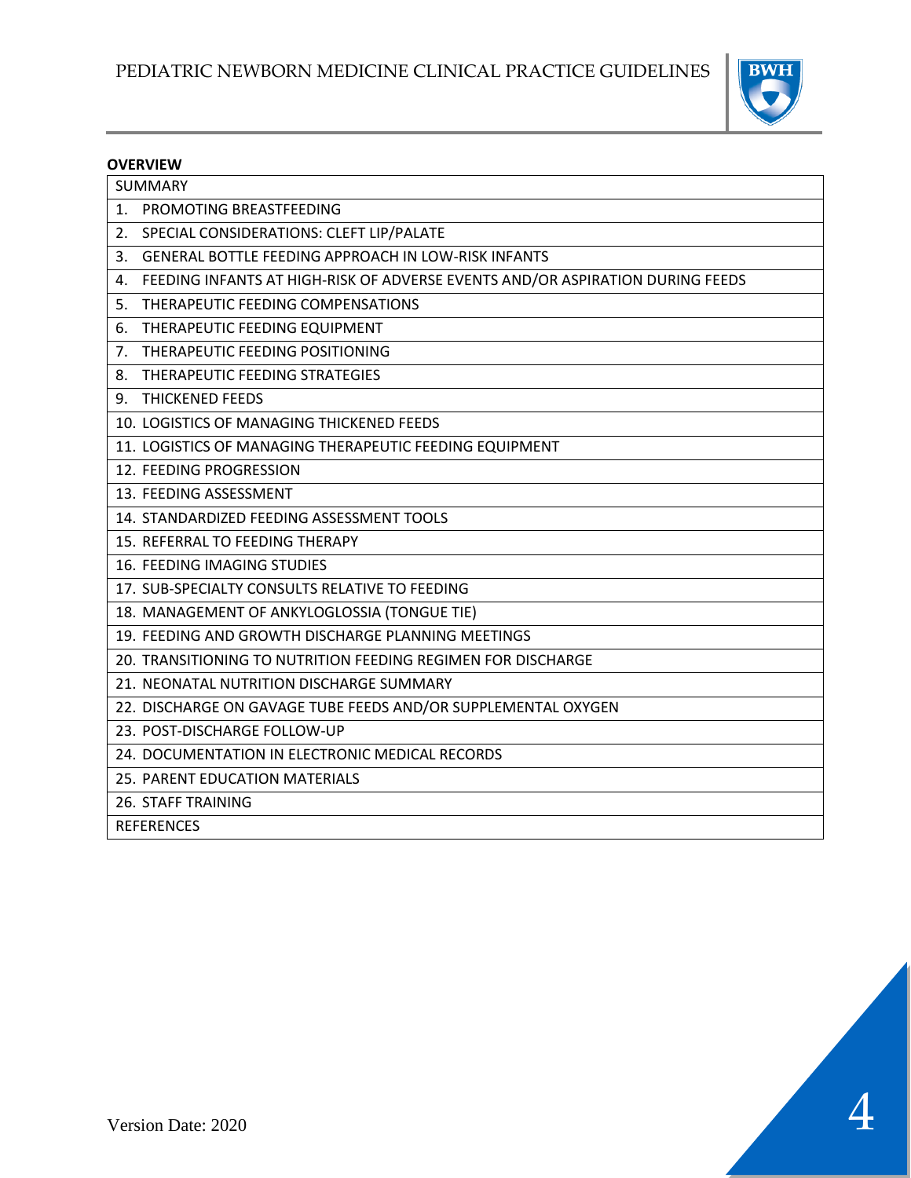**OVERVIEW**

| SUMMARY |
|---|
| 1. PROMOTING BREASTFEEDING |
| 2. SPECIAL CONSIDERATIONS: CLEFT LIP/PALATE |
| 3. GENERAL BOTTLE FEEDING APPROACH IN LOW-RISK INFANTS |
| 4. FEEDING INFANTS AT HIGH-RISK OF ADVERSE EVENTS AND/OR ASPIRATION DURING FEEDS |
| 5. THERAPEUTIC FEEDING COMPENSATIONS |
| 6. THERAPEUTIC FEEDING EQUIPMENT |
| 7. THERAPEUTIC FEEDING POSITIONING |
| 8. THERAPEUTIC FEEDING STRATEGIES |
| 9. THICKENED FEEDS |
| 10. LOGISTICS OF MANAGING THICKENED FEEDS |
| 11. LOGISTICS OF MANAGING THERAPEUTIC FEEDING EQUIPMENT |
| 12. FEEDING PROGRESSION |
| 13. FEEDING ASSESSMENT |
| 14. STANDARDIZED FEEDING ASSESSMENT TOOLS |
| 15. REFERRAL TO FEEDING THERAPY |
| 16. FEEDING IMAGING STUDIES |
| 17. SUB-SPECIALTY CONSULTS RELATIVE TO FEEDING |
| 18. MANAGEMENT OF ANKYLOGLOSSIA (TONGUE TIE) |
| 19. FEEDING AND GROWTH DISCHARGE PLANNING MEETINGS |
| 20. TRANSITIONING TO NUTRITION FEEDING REGIMEN FOR DISCHARGE |
| 21. NEONATAL NUTRITION DISCHARGE SUMMARY |
| 22. DISCHARGE ON GAVAGE TUBE FEEDS AND/OR SUPPLEMENTAL OXYGEN |
| 23. POST-DISCHARGE FOLLOW-UP |
| 24. DOCUMENTATION IN ELECTRONIC MEDICAL RECORDS |
| 25. PARENT EDUCATION MATERIALS |
| 26. STAFF TRAINING |
| REFERENCES |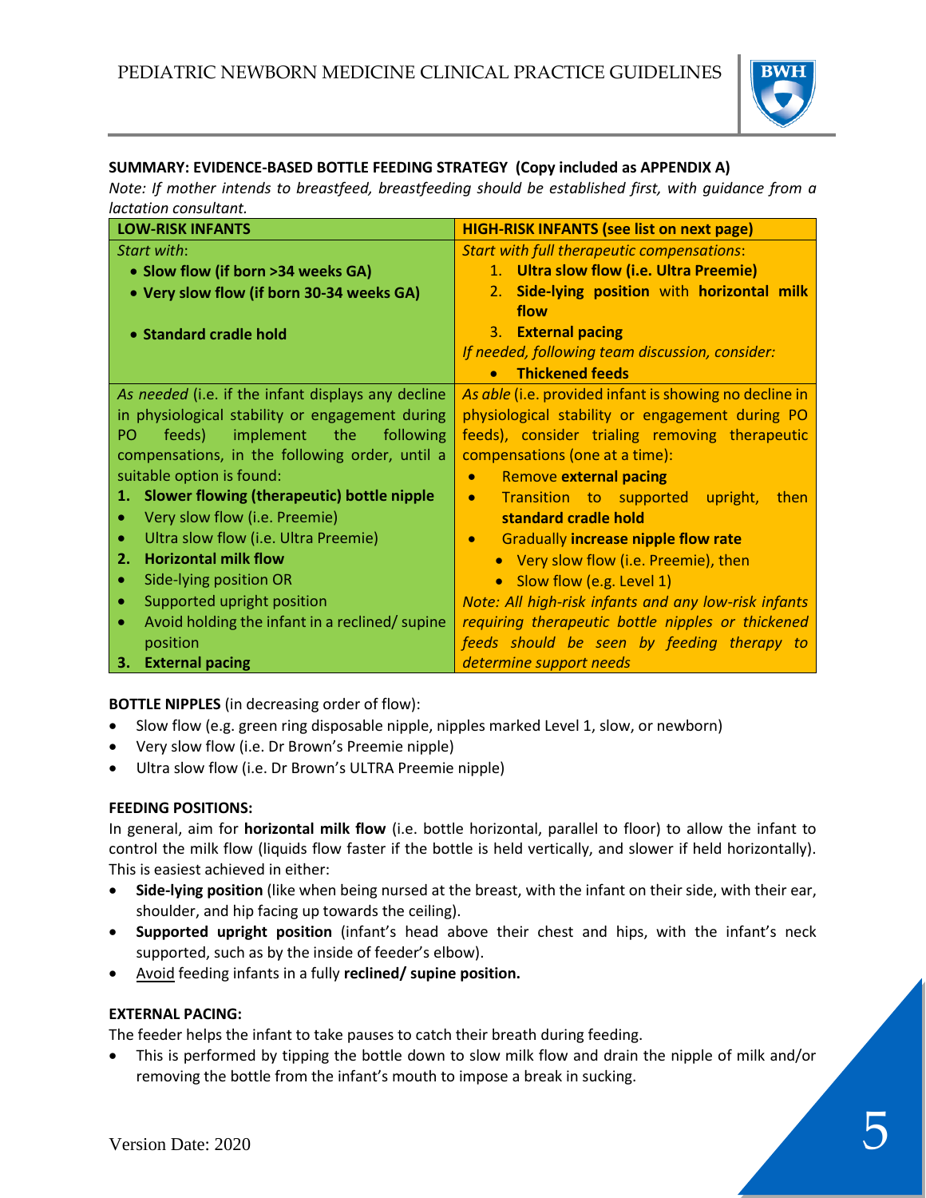**SUMMARY: EVIDENCE-BASED BOTTLE FEEDING STRATEGY (Copy included as APPENDIX A)**

*Note: If mother intends to breastfeed, breastfeeding should be established first, with guidance from a lactation consultant.*

| LOW-RISK INFANTS | HIGH-RISK INFANTS (see list on next page) |
|---|---|
| *Start with*:<br>• **Slow flow (if born >34 weeks GA)**<br>• **Very slow flow (if born 30-34 weeks GA)**<br>• **Standard cradle hold** | *Start with full therapeutic compensations*:<br>1. **Ultra slow flow (i.e. Ultra Preemie)**<br>2. **Side-lying position** with **horizontal milk flow**<br>3. **External pacing**<br>*If needed, following team discussion, consider:*<br>• **Thickened feeds** |
| *As needed* (i.e. if the infant displays any decline in physiological stability or engagement during PO feeds) implement the following compensations, in the following order, until a suitable option is found:<br>1. **Slower flowing (therapeutic) bottle nipple**<br>• Very slow flow (i.e. Preemie)<br>• Ultra slow flow (i.e. Ultra Preemie)<br>2. **Horizontal milk flow**<br>• Side-lying position OR<br>• Supported upright position<br>• Avoid holding the infant in a reclined/ supine position<br>3. **External pacing** | *As able* (i.e. provided infant is showing no decline in physiological stability or engagement during PO feeds), consider trialing removing therapeutic compensations (one at a time):<br>• Remove **external pacing**<br>• Transition to supported upright, then **standard cradle hold**<br>• Gradually **increase nipple flow rate**<br>  • Very slow flow (i.e. Preemie), then<br>  • Slow flow (e.g. Level 1)<br>*Note: All high-risk infants and any low-risk infants requiring therapeutic bottle nipples or thickened feeds should be seen by feeding therapy to determine support needs* |

**BOTTLE NIPPLES** (in decreasing order of flow):

- Slow flow (e.g. green ring disposable nipple, nipples marked Level 1, slow, or newborn)
- Very slow flow (i.e. Dr Brown's Preemie nipple)
- Ultra slow flow (i.e. Dr Brown's ULTRA Preemie nipple)

**FEEDING POSITIONS:**

In general, aim for **horizontal milk flow** (i.e. bottle horizontal, parallel to floor) to allow the infant to control the milk flow (liquids flow faster if the bottle is held vertically, and slower if held horizontally). This is easiest achieved in either:

- **Side-lying position** (like when being nursed at the breast, with the infant on their side, with their ear, shoulder, and hip facing up towards the ceiling).
- **Supported upright position** (infant's head above their chest and hips, with the infant's neck supported, such as by the inside of feeder's elbow).
- Avoid feeding infants in a fully **reclined/ supine position.**

**EXTERNAL PACING:**

The feeder helps the infant to take pauses to catch their breath during feeding.

- This is performed by tipping the bottle down to slow milk flow and drain the nipple of milk and/or removing the bottle from the infant's mouth to impose a break in sucking.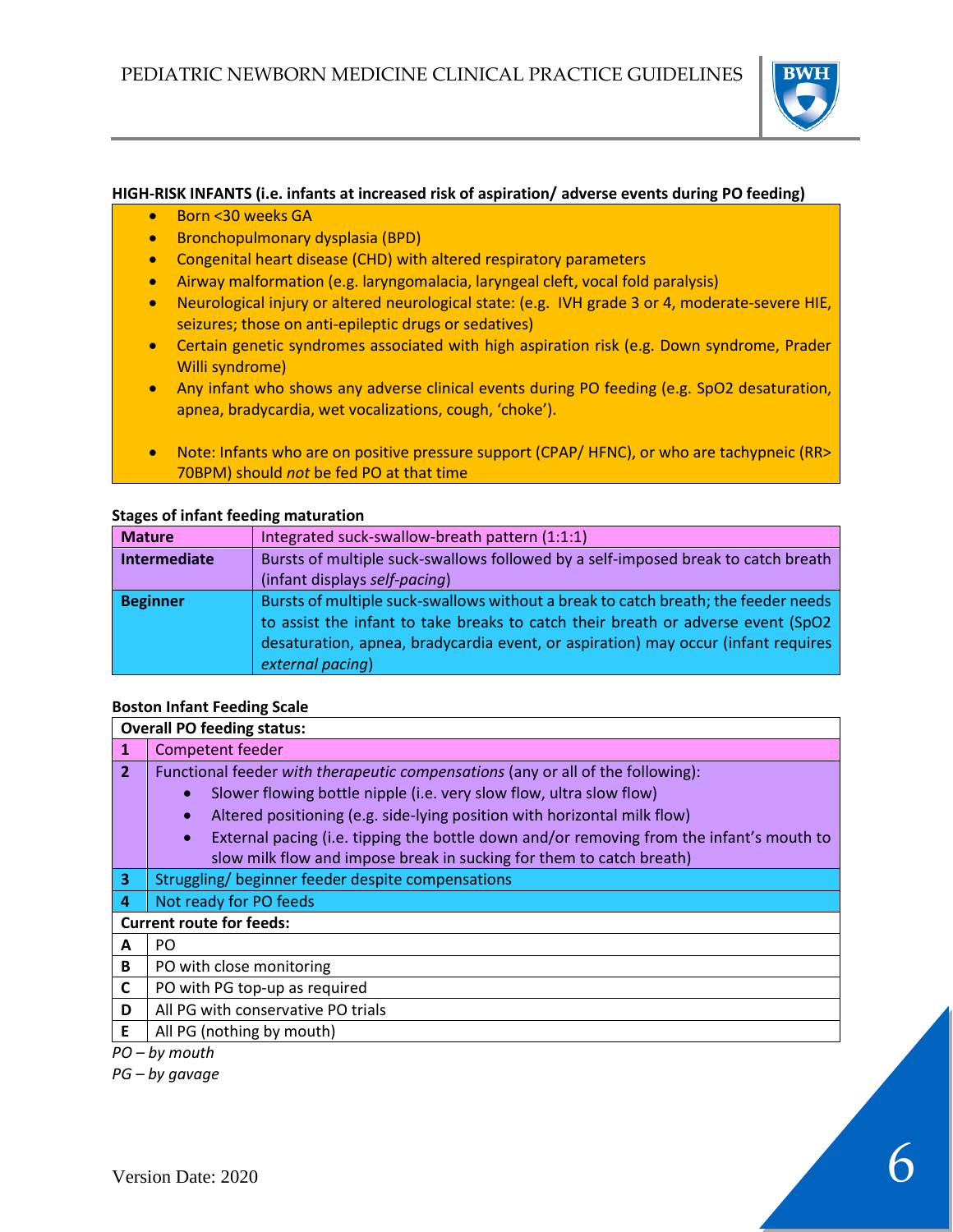**HIGH-RISK INFANTS (i.e. infants at increased risk of aspiration/ adverse events during PO feeding)**

- Born <30 weeks GA
- Bronchopulmonary dysplasia (BPD)
- Congenital heart disease (CHD) with altered respiratory parameters
- Airway malformation (e.g. laryngomalacia, laryngeal cleft, vocal fold paralysis)
- Neurological injury or altered neurological state: (e.g. IVH grade 3 or 4, moderate-severe HIE, seizures; those on anti-epileptic drugs or sedatives)
- Certain genetic syndromes associated with high aspiration risk (e.g. Down syndrome, Prader Willi syndrome)
- Any infant who shows any adverse clinical events during PO feeding (e.g. SpO2 desaturation, apnea, bradycardia, wet vocalizations, cough, 'choke').

- Note: Infants who are on positive pressure support (CPAP/ HFNC), or who are tachypneic (RR> 70BPM) should *not* be fed PO at that time

**Stages of infant feeding maturation**

| Stage | Description |
|---|---|
| **Mature** | Integrated suck-swallow-breath pattern (1:1:1) |
| **Intermediate** | Bursts of multiple suck-swallows followed by a self-imposed break to catch breath (infant displays *self-pacing*) |
| **Beginner** | Bursts of multiple suck-swallows without a break to catch breath; the feeder needs to assist the infant to take breaks to catch their breath or adverse event (SpO2 desaturation, apnea, bradycardia event, or aspiration) may occur (infant requires *external pacing*) |

**Boston Infant Feeding Scale**

| **Overall PO feeding status:** | |
|---|---|
| **1** | Competent feeder |
| **2** | Functional feeder *with therapeutic compensations* (any or all of the following):<br>• Slower flowing bottle nipple (i.e. very slow flow, ultra slow flow)<br>• Altered positioning (e.g. side-lying position with horizontal milk flow)<br>• External pacing (i.e. tipping the bottle down and/or removing from the infant's mouth to slow milk flow and impose break in sucking for them to catch breath) |
| **3** | Struggling/ beginner feeder despite compensations |
| **4** | Not ready for PO feeds |
| **Current route for feeds:** | |
| **A** | PO |
| **B** | PO with close monitoring |
| **C** | PO with PG top-up as required |
| **D** | All PG with conservative PO trials |
| **E** | All PG (nothing by mouth) |

*PO – by mouth*

*PG – by gavage*

Version Date: 2020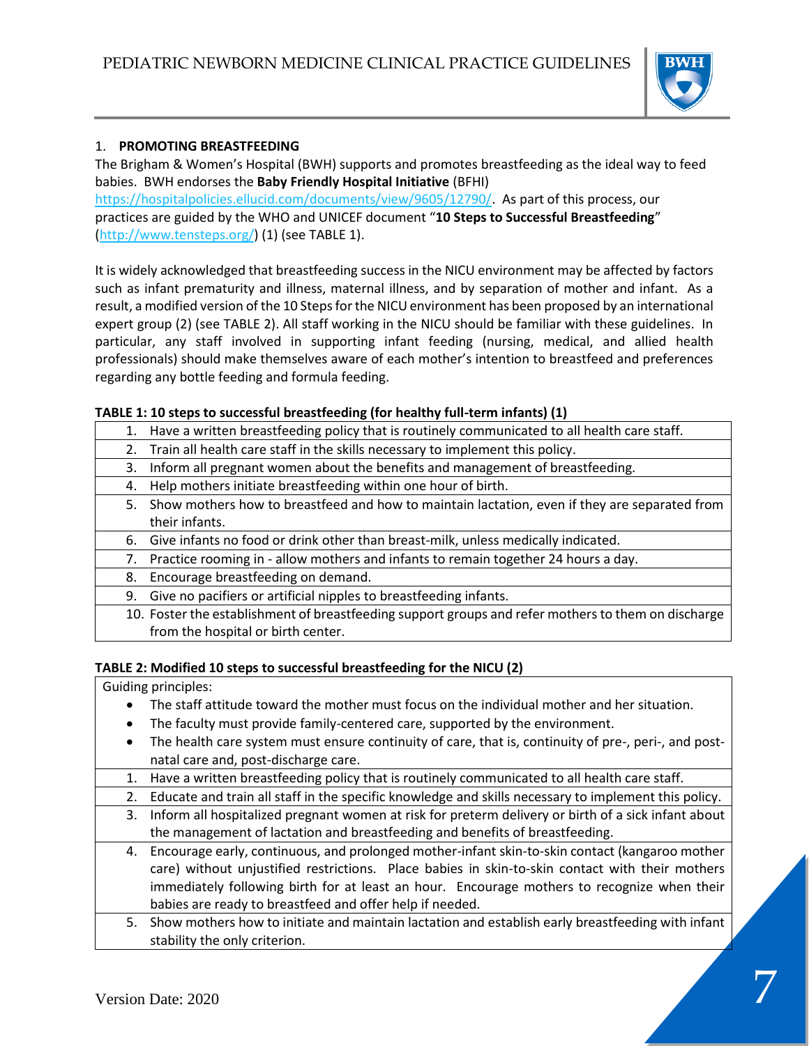## 1. PROMOTING BREASTFEEDING

The Brigham & Women's Hospital (BWH) supports and promotes breastfeeding as the ideal way to feed babies. BWH endorses the **Baby Friendly Hospital Initiative** (BFHI) https://hospitalpolicies.ellucid.com/documents/view/9605/12790/. As part of this process, our practices are guided by the WHO and UNICEF document "**10 Steps to Successful Breastfeeding**" (http://www.tensteps.org/) (1) (see TABLE 1).

It is widely acknowledged that breastfeeding success in the NICU environment may be affected by factors such as infant prematurity and illness, maternal illness, and by separation of mother and infant. As a result, a modified version of the 10 Steps for the NICU environment has been proposed by an international expert group (2) (see TABLE 2). All staff working in the NICU should be familiar with these guidelines. In particular, any staff involved in supporting infant feeding (nursing, medical, and allied health professionals) should make themselves aware of each mother's intention to breastfeed and preferences regarding any bottle feeding and formula feeding.

**TABLE 1: 10 steps to successful breastfeeding (for healthy full-term infants) (1)**

| | |
|---|---|
| 1. | Have a written breastfeeding policy that is routinely communicated to all health care staff. |
| 2. | Train all health care staff in the skills necessary to implement this policy. |
| 3. | Inform all pregnant women about the benefits and management of breastfeeding. |
| 4. | Help mothers initiate breastfeeding within one hour of birth. |
| 5. | Show mothers how to breastfeed and how to maintain lactation, even if they are separated from their infants. |
| 6. | Give infants no food or drink other than breast-milk, unless medically indicated. |
| 7. | Practice rooming in - allow mothers and infants to remain together 24 hours a day. |
| 8. | Encourage breastfeeding on demand. |
| 9. | Give no pacifiers or artificial nipples to breastfeeding infants. |
| 10. | Foster the establishment of breastfeeding support groups and refer mothers to them on discharge from the hospital or birth center. |

**TABLE 2: Modified 10 steps to successful breastfeeding for the NICU (2)**

| | |
|---|---|
| Guiding principles: | • The staff attitude toward the mother must focus on the individual mother and her situation.<br>• The faculty must provide family-centered care, supported by the environment.<br>• The health care system must ensure continuity of care, that is, continuity of pre-, peri-, and post-natal care and, post-discharge care. |
| 1. | Have a written breastfeeding policy that is routinely communicated to all health care staff. |
| 2. | Educate and train all staff in the specific knowledge and skills necessary to implement this policy. |
| 3. | Inform all hospitalized pregnant women at risk for preterm delivery or birth of a sick infant about the management of lactation and breastfeeding and benefits of breastfeeding. |
| 4. | Encourage early, continuous, and prolonged mother-infant skin-to-skin contact (kangaroo mother care) without unjustified restrictions. Place babies in skin-to-skin contact with their mothers immediately following birth for at least an hour. Encourage mothers to recognize when their babies are ready to breastfeed and offer help if needed. |
| 5. | Show mothers how to initiate and maintain lactation and establish early breastfeeding with infant stability the only criterion. |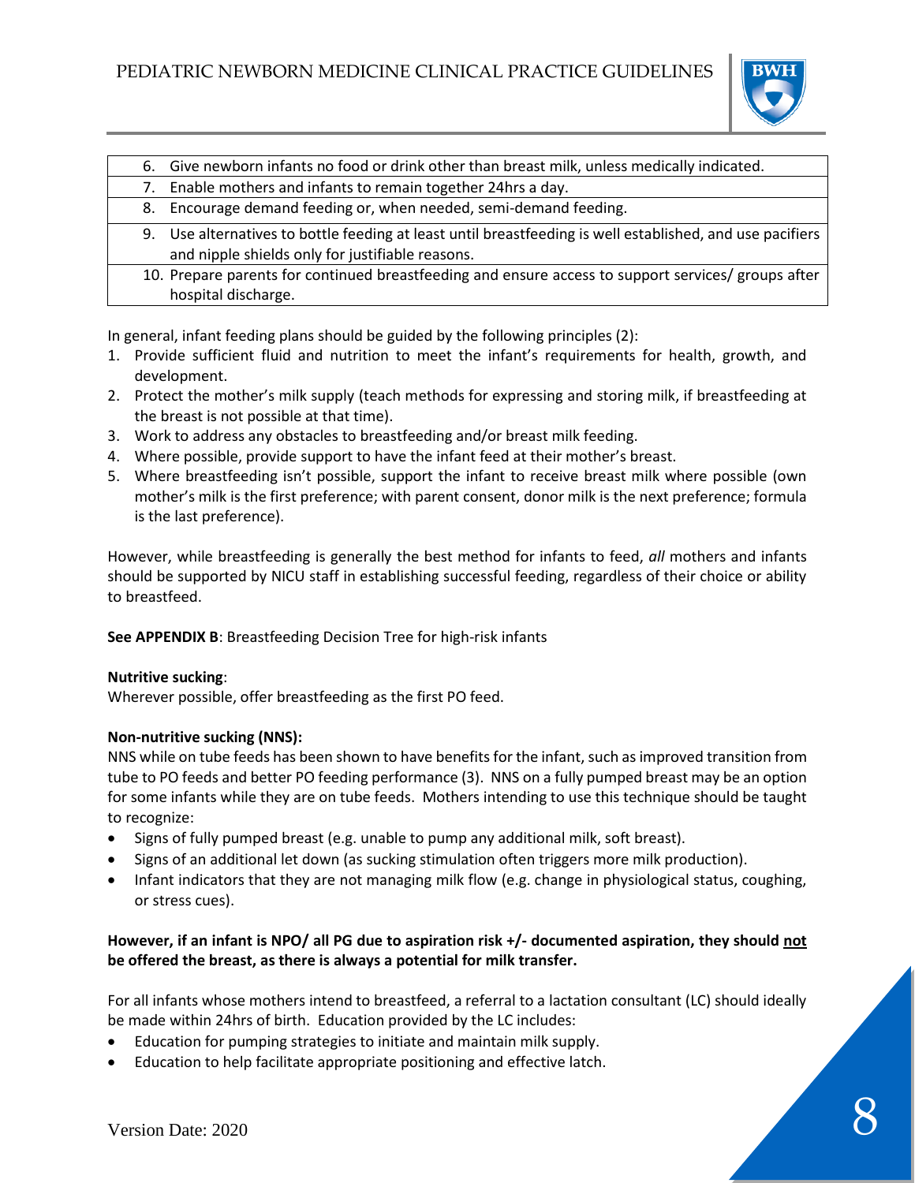| |
|---|
| 6. Give newborn infants no food or drink other than breast milk, unless medically indicated. |
| 7. Enable mothers and infants to remain together 24hrs a day. |
| 8. Encourage demand feeding or, when needed, semi-demand feeding. |
| 9. Use alternatives to bottle feeding at least until breastfeeding is well established, and use pacifiers and nipple shields only for justifiable reasons. |
| 10. Prepare parents for continued breastfeeding and ensure access to support services/ groups after hospital discharge. |

In general, infant feeding plans should be guided by the following principles (2):

1. Provide sufficient fluid and nutrition to meet the infant's requirements for health, growth, and development.
2. Protect the mother's milk supply (teach methods for expressing and storing milk, if breastfeeding at the breast is not possible at that time).
3. Work to address any obstacles to breastfeeding and/or breast milk feeding.
4. Where possible, provide support to have the infant feed at their mother's breast.
5. Where breastfeeding isn't possible, support the infant to receive breast milk where possible (own mother's milk is the first preference; with parent consent, donor milk is the next preference; formula is the last preference).

However, while breastfeeding is generally the best method for infants to feed, *all* mothers and infants should be supported by NICU staff in establishing successful feeding, regardless of their choice or ability to breastfeed.

**See APPENDIX B**: Breastfeeding Decision Tree for high-risk infants

**Nutritive sucking**:
Wherever possible, offer breastfeeding as the first PO feed.

**Non-nutritive sucking (NNS):**
NNS while on tube feeds has been shown to have benefits for the infant, such as improved transition from tube to PO feeds and better PO feeding performance (3). NNS on a fully pumped breast may be an option for some infants while they are on tube feeds. Mothers intending to use this technique should be taught to recognize:

- Signs of fully pumped breast (e.g. unable to pump any additional milk, soft breast).
- Signs of an additional let down (as sucking stimulation often triggers more milk production).
- Infant indicators that they are not managing milk flow (e.g. change in physiological status, coughing, or stress cues).

**However, if an infant is NPO/ all PG due to aspiration risk +/- documented aspiration, they should <u>not</u> be offered the breast, as there is always a potential for milk transfer.**

For all infants whose mothers intend to breastfeed, a referral to a lactation consultant (LC) should ideally be made within 24hrs of birth. Education provided by the LC includes:

- Education for pumping strategies to initiate and maintain milk supply.
- Education to help facilitate appropriate positioning and effective latch.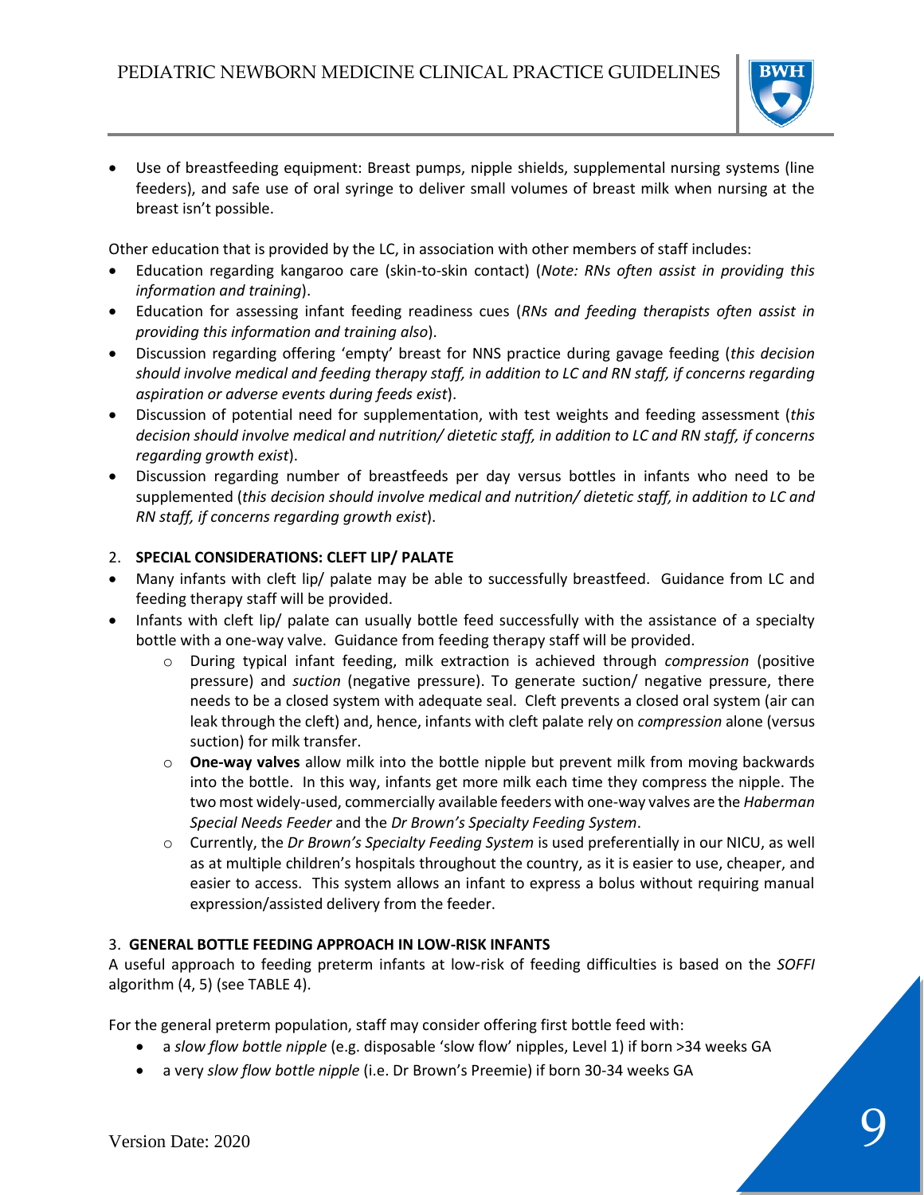- Use of breastfeeding equipment: Breast pumps, nipple shields, supplemental nursing systems (line feeders), and safe use of oral syringe to deliver small volumes of breast milk when nursing at the breast isn't possible.

Other education that is provided by the LC, in association with other members of staff includes:

- Education regarding kangaroo care (skin-to-skin contact) (*Note: RNs often assist in providing this information and training*).
- Education for assessing infant feeding readiness cues (*RNs and feeding therapists often assist in providing this information and training also*).
- Discussion regarding offering 'empty' breast for NNS practice during gavage feeding (*this decision should involve medical and feeding therapy staff, in addition to LC and RN staff, if concerns regarding aspiration or adverse events during feeds exist*).
- Discussion of potential need for supplementation, with test weights and feeding assessment (*this decision should involve medical and nutrition/ dietetic staff, in addition to LC and RN staff, if concerns regarding growth exist*).
- Discussion regarding number of breastfeeds per day versus bottles in infants who need to be supplemented (*this decision should involve medical and nutrition/ dietetic staff, in addition to LC and RN staff, if concerns regarding growth exist*).

2. **SPECIAL CONSIDERATIONS: CLEFT LIP/ PALATE**

- Many infants with cleft lip/ palate may be able to successfully breastfeed. Guidance from LC and feeding therapy staff will be provided.
- Infants with cleft lip/ palate can usually bottle feed successfully with the assistance of a specialty bottle with a one-way valve. Guidance from feeding therapy staff will be provided.
  - During typical infant feeding, milk extraction is achieved through *compression* (positive pressure) and *suction* (negative pressure). To generate suction/ negative pressure, there needs to be a closed system with adequate seal. Cleft prevents a closed oral system (air can leak through the cleft) and, hence, infants with cleft palate rely on *compression* alone (versus suction) for milk transfer.
  - **One-way valves** allow milk into the bottle nipple but prevent milk from moving backwards into the bottle. In this way, infants get more milk each time they compress the nipple. The two most widely-used, commercially available feeders with one-way valves are the *Haberman Special Needs Feeder* and the *Dr Brown's Specialty Feeding System*.
  - Currently, the *Dr Brown's Specialty Feeding System* is used preferentially in our NICU, as well as at multiple children's hospitals throughout the country, as it is easier to use, cheaper, and easier to access. This system allows an infant to express a bolus without requiring manual expression/assisted delivery from the feeder.

3. **GENERAL BOTTLE FEEDING APPROACH IN LOW-RISK INFANTS**

A useful approach to feeding preterm infants at low-risk of feeding difficulties is based on the *SOFFI* algorithm (4, 5) (see TABLE 4).

For the general preterm population, staff may consider offering first bottle feed with:

- a *slow flow bottle nipple* (e.g. disposable 'slow flow' nipples, Level 1) if born >34 weeks GA
- a very *slow flow bottle nipple* (i.e. Dr Brown's Preemie) if born 30-34 weeks GA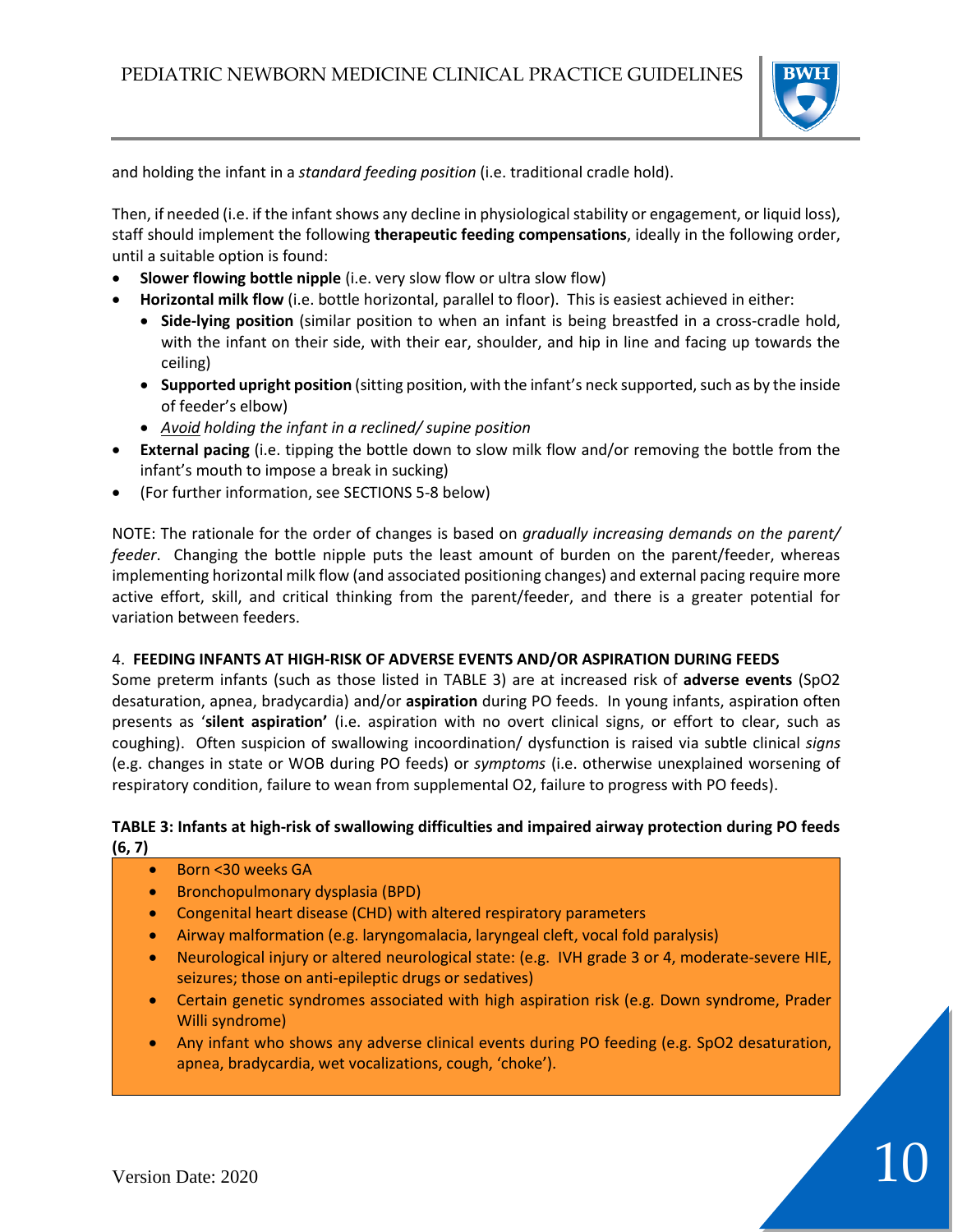and holding the infant in a *standard feeding position* (i.e. traditional cradle hold).

Then, if needed (i.e. if the infant shows any decline in physiological stability or engagement, or liquid loss), staff should implement the following **therapeutic feeding compensations**, ideally in the following order, until a suitable option is found:

- **Slower flowing bottle nipple** (i.e. very slow flow or ultra slow flow)
- **Horizontal milk flow** (i.e. bottle horizontal, parallel to floor). This is easiest achieved in either:
  - **Side-lying position** (similar position to when an infant is being breastfed in a cross-cradle hold, with the infant on their side, with their ear, shoulder, and hip in line and facing up towards the ceiling)
  - **Supported upright position** (sitting position, with the infant's neck supported, such as by the inside of feeder's elbow)
  - *Avoid holding the infant in a reclined/ supine position*
- **External pacing** (i.e. tipping the bottle down to slow milk flow and/or removing the bottle from the infant's mouth to impose a break in sucking)
- (For further information, see SECTIONS 5-8 below)

NOTE: The rationale for the order of changes is based on *gradually increasing demands on the parent/ feeder*. Changing the bottle nipple puts the least amount of burden on the parent/feeder, whereas implementing horizontal milk flow (and associated positioning changes) and external pacing require more active effort, skill, and critical thinking from the parent/feeder, and there is a greater potential for variation between feeders.

## 4. FEEDING INFANTS AT HIGH-RISK OF ADVERSE EVENTS AND/OR ASPIRATION DURING FEEDS

Some preterm infants (such as those listed in TABLE 3) are at increased risk of **adverse events** ($SpO_2$ desaturation, apnea, bradycardia) and/or **aspiration** during PO feeds. In young infants, aspiration often presents as '**silent aspiration'** (i.e. aspiration with no overt clinical signs, or effort to clear, such as coughing). Often suspicion of swallowing incoordination/ dysfunction is raised via subtle clinical *signs* (e.g. changes in state or WOB during PO feeds) or *symptoms* (i.e. otherwise unexplained worsening of respiratory condition, failure to wean from supplemental $O_2$, failure to progress with PO feeds).

**TABLE 3: Infants at high-risk of swallowing difficulties and impaired airway protection during PO feeds (6, 7)**

- Born <30 weeks GA
- Bronchopulmonary dysplasia (BPD)
- Congenital heart disease (CHD) with altered respiratory parameters
- Airway malformation (e.g. laryngomalacia, laryngeal cleft, vocal fold paralysis)
- Neurological injury or altered neurological state: (e.g. IVH grade 3 or 4, moderate-severe HIE, seizures; those on anti-epileptic drugs or sedatives)
- Certain genetic syndromes associated with high aspiration risk (e.g. Down syndrome, Prader Willi syndrome)
- Any infant who shows any adverse clinical events during PO feeding (e.g. $SpO_2$ desaturation, apnea, bradycardia, wet vocalizations, cough, 'choke').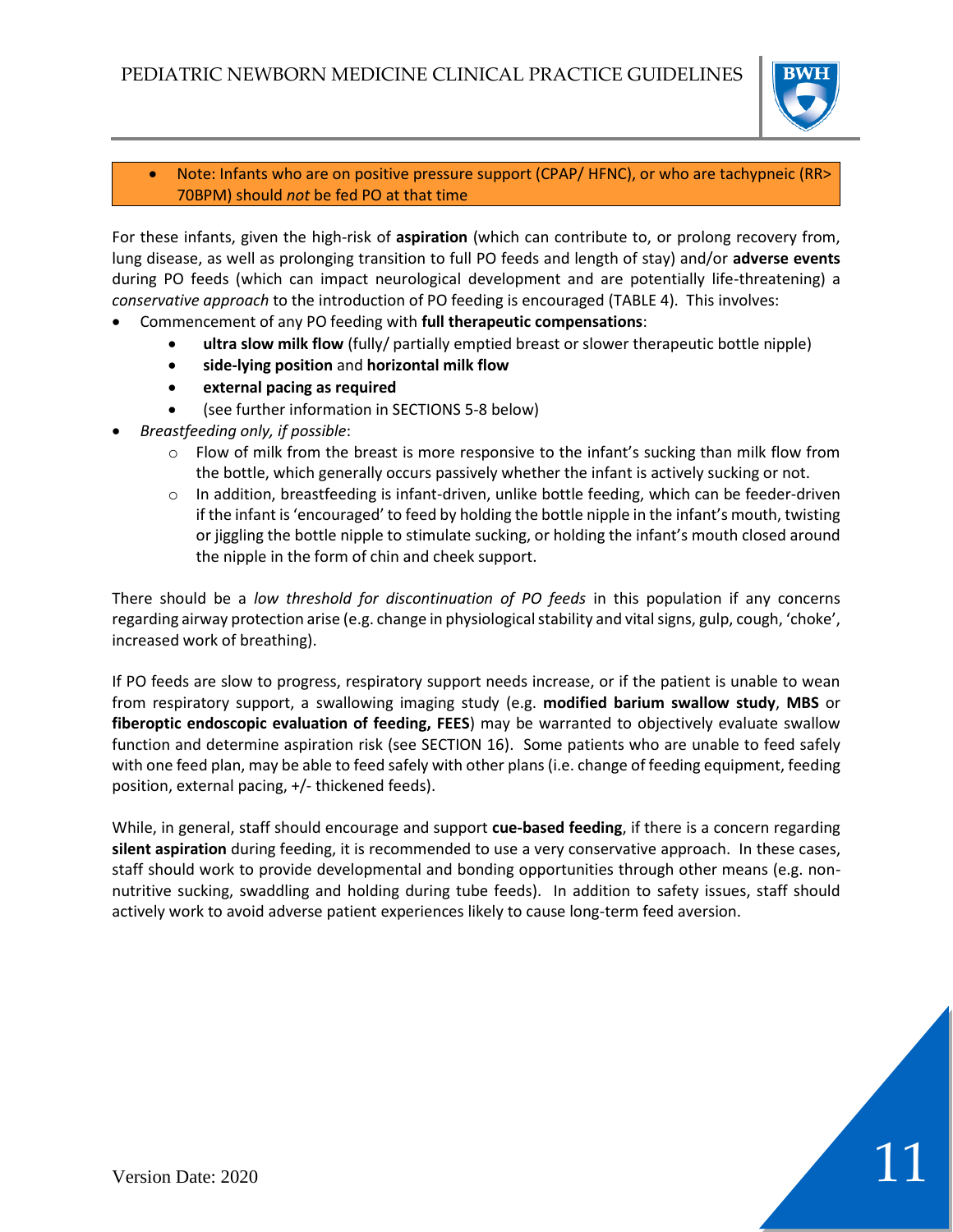- Note: Infants who are on positive pressure support (CPAP/ HFNC), or who are tachypneic (RR> 70BPM) should *not* be fed PO at that time

For these infants, given the high-risk of **aspiration** (which can contribute to, or prolong recovery from, lung disease, as well as prolonging transition to full PO feeds and length of stay) and/or **adverse events** during PO feeds (which can impact neurological development and are potentially life-threatening) a *conservative approach* to the introduction of PO feeding is encouraged (TABLE 4). This involves:

- Commencement of any PO feeding with **full therapeutic compensations**:
    - **ultra slow milk flow** (fully/ partially emptied breast or slower therapeutic bottle nipple)
    - **side-lying position** and **horizontal milk flow**
    - **external pacing as required**
    - (see further information in SECTIONS 5-8 below)
- *Breastfeeding only, if possible*:
    - Flow of milk from the breast is more responsive to the infant's sucking than milk flow from the bottle, which generally occurs passively whether the infant is actively sucking or not.
    - In addition, breastfeeding is infant-driven, unlike bottle feeding, which can be feeder-driven if the infant is 'encouraged' to feed by holding the bottle nipple in the infant's mouth, twisting or jiggling the bottle nipple to stimulate sucking, or holding the infant's mouth closed around the nipple in the form of chin and cheek support.

There should be a *low threshold for discontinuation of PO feeds* in this population if any concerns regarding airway protection arise (e.g. change in physiological stability and vital signs, gulp, cough, 'choke', increased work of breathing).

If PO feeds are slow to progress, respiratory support needs increase, or if the patient is unable to wean from respiratory support, a swallowing imaging study (e.g. **modified barium swallow study**, **MBS** or **fiberoptic endoscopic evaluation of feeding, FEES**) may be warranted to objectively evaluate swallow function and determine aspiration risk (see SECTION 16). Some patients who are unable to feed safely with one feed plan, may be able to feed safely with other plans (i.e. change of feeding equipment, feeding position, external pacing, +/- thickened feeds).

While, in general, staff should encourage and support **cue-based feeding**, if there is a concern regarding **silent aspiration** during feeding, it is recommended to use a very conservative approach. In these cases, staff should work to provide developmental and bonding opportunities through other means (e.g. non-nutritive sucking, swaddling and holding during tube feeds). In addition to safety issues, staff should actively work to avoid adverse patient experiences likely to cause long-term feed aversion.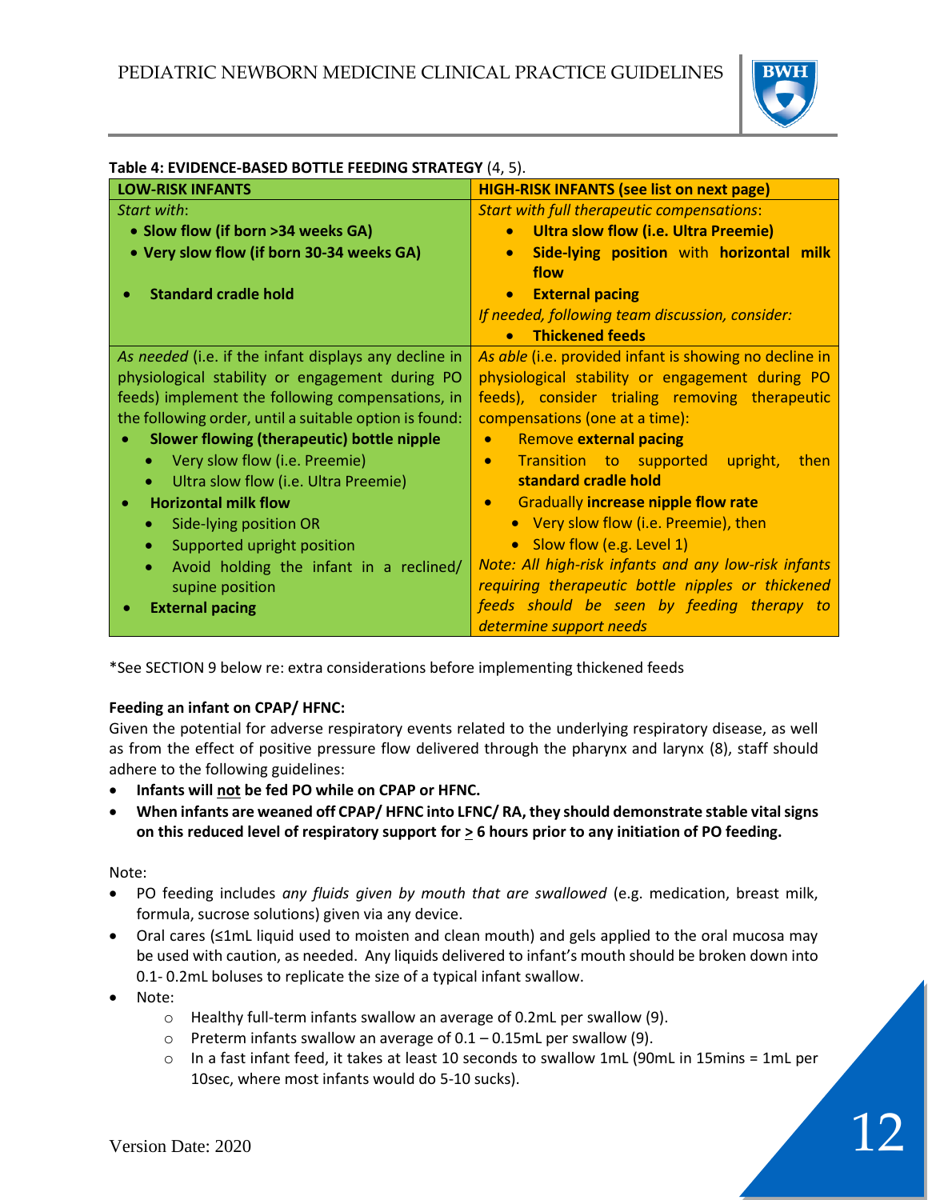**Table 4: EVIDENCE-BASED BOTTLE FEEDING STRATEGY** (4, 5).

| **LOW-RISK INFANTS** | **HIGH-RISK INFANTS (see list on next page)** |
|---|---|
| *Start with*:<br>• **Slow flow (if born >34 weeks GA)**<br>• **Very slow flow (if born 30-34 weeks GA)**<br><br>• **Standard cradle hold** | *Start with full therapeutic compensations*:<br>• **Ultra slow flow (i.e. Ultra Preemie)**<br>• **Side-lying position** with **horizontal milk flow**<br>• **External pacing**<br>*If needed, following team discussion, consider:*<br>• **Thickened feeds** |
| *As needed* (i.e. if the infant displays any decline in physiological stability or engagement during PO feeds) implement the following compensations, in the following order, until a suitable option is found:<br>• **Slower flowing (therapeutic) bottle nipple**<br>&nbsp;&nbsp;• Very slow flow (i.e. Preemie)<br>&nbsp;&nbsp;• Ultra slow flow (i.e. Ultra Preemie)<br>• **Horizontal milk flow**<br>&nbsp;&nbsp;• Side-lying position OR<br>&nbsp;&nbsp;• Supported upright position<br>&nbsp;&nbsp;• Avoid holding the infant in a reclined/ supine position<br>• **External pacing** | *As able* (i.e. provided infant is showing no decline in physiological stability or engagement during PO feeds), consider trialing removing therapeutic compensations (one at a time):<br>• Remove **external pacing**<br>• Transition to supported upright, then **standard cradle hold**<br>• Gradually **increase nipple flow rate**<br>&nbsp;&nbsp;• Very slow flow (i.e. Preemie), then<br>&nbsp;&nbsp;• Slow flow (e.g. Level 1)<br>*Note: All high-risk infants and any low-risk infants requiring therapeutic bottle nipples or thickened feeds should be seen by feeding therapy to determine support needs* |

*See SECTION 9 below re: extra considerations before implementing thickened feeds

**Feeding an infant on CPAP/ HFNC:**

Given the potential for adverse respiratory events related to the underlying respiratory disease, as well as from the effect of positive pressure flow delivered through the pharynx and larynx (8), staff should adhere to the following guidelines:

- **Infants will not be fed PO while on CPAP or HFNC.**
- **When infants are weaned off CPAP/ HFNC into LFNC/ RA, they should demonstrate stable vital signs on this reduced level of respiratory support for $\geq$ 6 hours prior to any initiation of PO feeding.**

Note:

- PO feeding includes *any fluids given by mouth that are swallowed* (e.g. medication, breast milk, formula, sucrose solutions) given via any device.
- Oral cares (≤1mL liquid used to moisten and clean mouth) and gels applied to the oral mucosa may be used with caution, as needed. Any liquids delivered to infant's mouth should be broken down into 0.1- 0.2mL boluses to replicate the size of a typical infant swallow.
- Note:
  - Healthy full-term infants swallow an average of 0.2mL per swallow (9).
  - Preterm infants swallow an average of 0.1 – 0.15mL per swallow (9).
  - In a fast infant feed, it takes at least 10 seconds to swallow 1mL (90mL in 15mins = 1mL per 10sec, where most infants would do 5-10 sucks).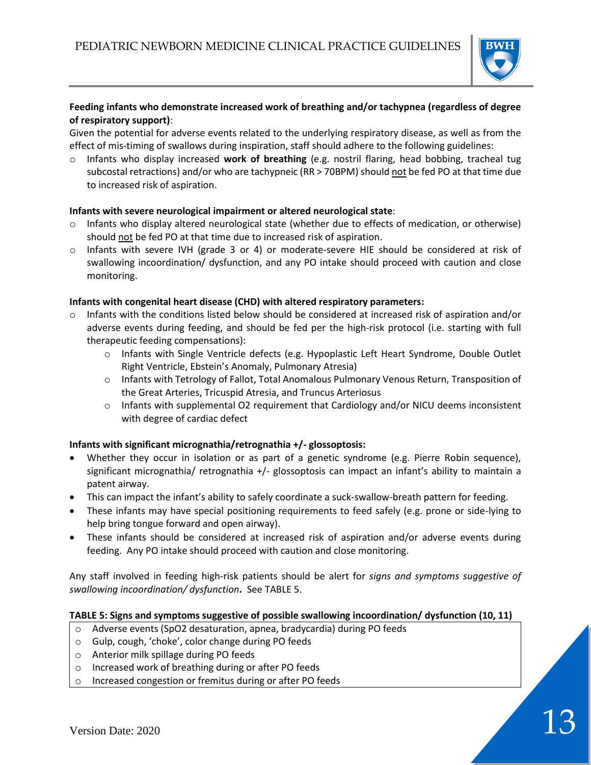**Feeding infants who demonstrate increased work of breathing and/or tachypnea (regardless of degree of respiratory support)**:

Given the potential for adverse events related to the underlying respiratory disease, as well as from the effect of mis-timing of swallows during inspiration, staff should adhere to the following guidelines:

- Infants who display increased **work of breathing** (e.g. nostril flaring, head bobbing, tracheal tug subcostal retractions) and/or who are tachypneic (RR > 70BPM) should not be fed PO at that time due to increased risk of aspiration.

**Infants with severe neurological impairment or altered neurological state**:

- Infants who display altered neurological state (whether due to effects of medication, or otherwise) should not be fed PO at that time due to increased risk of aspiration.
- Infants with severe IVH (grade 3 or 4) or moderate-severe HIE should be considered at risk of swallowing incoordination/ dysfunction, and any PO intake should proceed with caution and close monitoring.

**Infants with congenital heart disease (CHD) with altered respiratory parameters:**

- Infants with the conditions listed below should be considered at increased risk of aspiration and/or adverse events during feeding, and should be fed per the high-risk protocol (i.e. starting with full therapeutic feeding compensations):
  - Infants with Single Ventricle defects (e.g. Hypoplastic Left Heart Syndrome, Double Outlet Right Ventricle, Ebstein's Anomaly, Pulmonary Atresia)
  - Infants with Tetrology of Fallot, Total Anomalous Pulmonary Venous Return, Transposition of the Great Arteries, Tricuspid Atresia, and Truncus Arteriosus
  - Infants with supplemental O2 requirement that Cardiology and/or NICU deems inconsistent with degree of cardiac defect

**Infants with significant micrognathia/retrognathia +/- glossoptosis:**

- Whether they occur in isolation or as part of a genetic syndrome (e.g. Pierre Robin sequence), significant micrognathia/ retrognathia +/- glossoptosis can impact an infant's ability to maintain a patent airway.
- This can impact the infant's ability to safely coordinate a suck-swallow-breath pattern for feeding.
- These infants may have special positioning requirements to feed safely (e.g. prone or side-lying to help bring tongue forward and open airway).
- These infants should be considered at increased risk of aspiration and/or adverse events during feeding. Any PO intake should proceed with caution and close monitoring.

Any staff involved in feeding high-risk patients should be alert for *signs and symptoms suggestive of swallowing incoordination/ dysfunction***.** See TABLE 5.

**TABLE 5: Signs and symptoms suggestive of possible swallowing incoordination/ dysfunction (10, 11)**

| |
|---|
| Adverse events (SpO2 desaturation, apnea, bradycardia) during PO feeds |
| Gulp, cough, 'choke', color change during PO feeds |
| Anterior milk spillage during PO feeds |
| Increased work of breathing during or after PO feeds |
| Increased congestion or fremitus during or after PO feeds |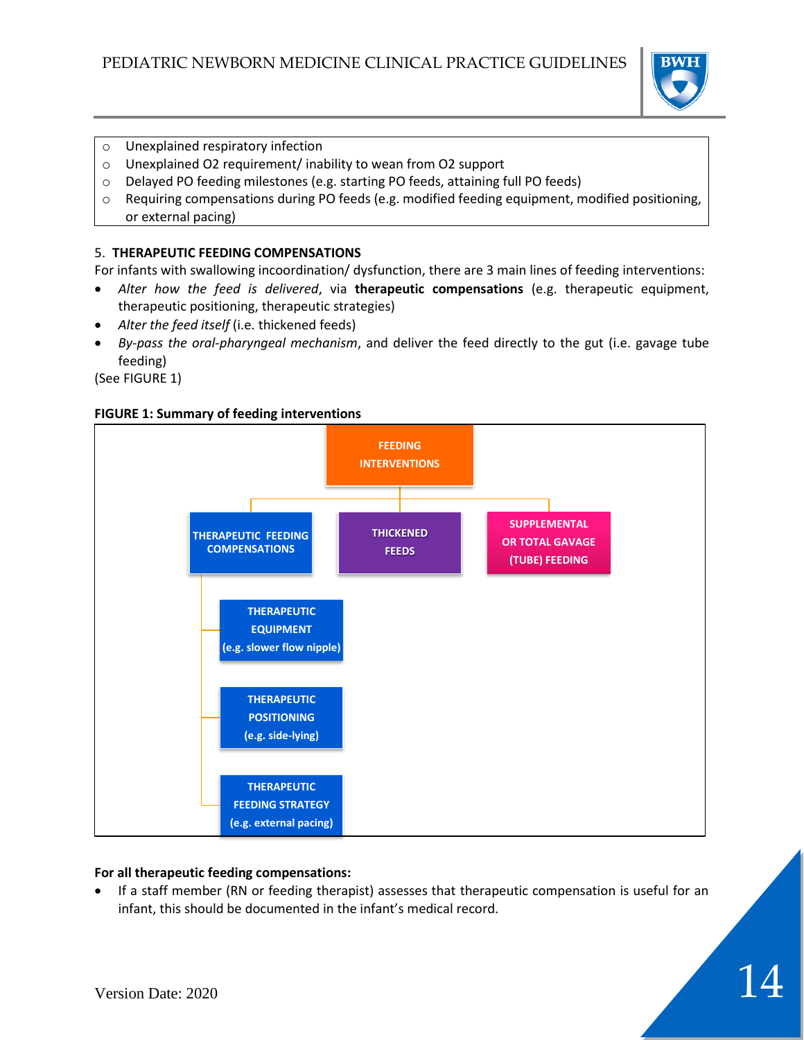- Unexplained respiratory infection
- Unexplained O2 requirement/ inability to wean from O2 support
- Delayed PO feeding milestones (e.g. starting PO feeds, attaining full PO feeds)
- Requiring compensations during PO feeds (e.g. modified feeding equipment, modified positioning, or external pacing)

5. **THERAPEUTIC FEEDING COMPENSATIONS**

For infants with swallowing incoordination/ dysfunction, there are 3 main lines of feeding interventions:

- *Alter how the feed is delivered*, via **therapeutic compensations** (e.g. therapeutic equipment, therapeutic positioning, therapeutic strategies)
- *Alter the feed itself* (i.e. thickened feeds)
- *By-pass the oral-pharyngeal mechanism*, and deliver the feed directly to the gut (i.e. gavage tube feeding)

(See FIGURE 1)

**FIGURE 1: Summary of feeding interventions**

- FEEDING INTERVENTIONS
  - THERAPEUTIC FEEDING COMPENSATIONS
    - THERAPEUTIC EQUIPMENT (e.g. slower flow nipple)
    - THERAPEUTIC POSITIONING (e.g. side-lying)
    - THERAPEUTIC FEEDING STRATEGY (e.g. external pacing)
  - THICKENED FEEDS
  - SUPPLEMENTAL OR TOTAL GAVAGE (TUBE) FEEDING

**For all therapeutic feeding compensations:**

- If a staff member (RN or feeding therapist) assesses that therapeutic compensation is useful for an infant, this should be documented in the infant's medical record.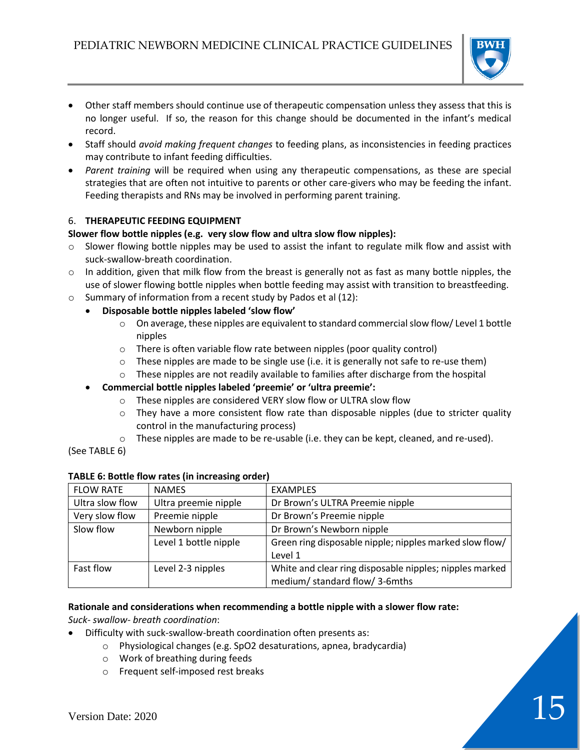- Other staff members should continue use of therapeutic compensation unless they assess that this is no longer useful. If so, the reason for this change should be documented in the infant's medical record.
- Staff should *avoid making frequent changes* to feeding plans, as inconsistencies in feeding practices may contribute to infant feeding difficulties.
- *Parent training* will be required when using any therapeutic compensations, as these are special strategies that are often not intuitive to parents or other care-givers who may be feeding the infant. Feeding therapists and RNs may be involved in performing parent training.

6. **THERAPEUTIC FEEDING EQUIPMENT**

**Slower flow bottle nipples (e.g. very slow flow and ultra slow flow nipples):**

- Slower flowing bottle nipples may be used to assist the infant to regulate milk flow and assist with suck-swallow-breath coordination.
- In addition, given that milk flow from the breast is generally not as fast as many bottle nipples, the use of slower flowing bottle nipples when bottle feeding may assist with transition to breastfeeding.
- Summary of information from a recent study by Pados et al (12):
  - **Disposable bottle nipples labeled 'slow flow'**
    - On average, these nipples are equivalent to standard commercial slow flow/ Level 1 bottle nipples
    - There is often variable flow rate between nipples (poor quality control)
    - These nipples are made to be single use (i.e. it is generally not safe to re-use them)
    - These nipples are not readily available to families after discharge from the hospital
  - **Commercial bottle nipples labeled 'preemie' or 'ultra preemie':**
    - These nipples are considered VERY slow flow or ULTRA slow flow
    - They have a more consistent flow rate than disposable nipples (due to stricter quality control in the manufacturing process)
    - These nipples are made to be re-usable (i.e. they can be kept, cleaned, and re-used).

(See TABLE 6)

**TABLE 6: Bottle flow rates (in increasing order)**

| FLOW RATE | NAMES | EXAMPLES |
|---|---|---|
| Ultra slow flow | Ultra preemie nipple | Dr Brown's ULTRA Preemie nipple |
| Very slow flow | Preemie nipple | Dr Brown's Preemie nipple |
| Slow flow | Newborn nipple | Dr Brown's Newborn nipple |
| | Level 1 bottle nipple | Green ring disposable nipple; nipples marked slow flow/ Level 1 |
| Fast flow | Level 2-3 nipples | White and clear ring disposable nipples; nipples marked medium/ standard flow/ 3-6mths |

**Rationale and considerations when recommending a bottle nipple with a slower flow rate:**

*Suck- swallow- breath coordination*:

- Difficulty with suck-swallow-breath coordination often presents as:
  - Physiological changes (e.g. SpO2 desaturations, apnea, bradycardia)
  - Work of breathing during feeds
  - Frequent self-imposed rest breaks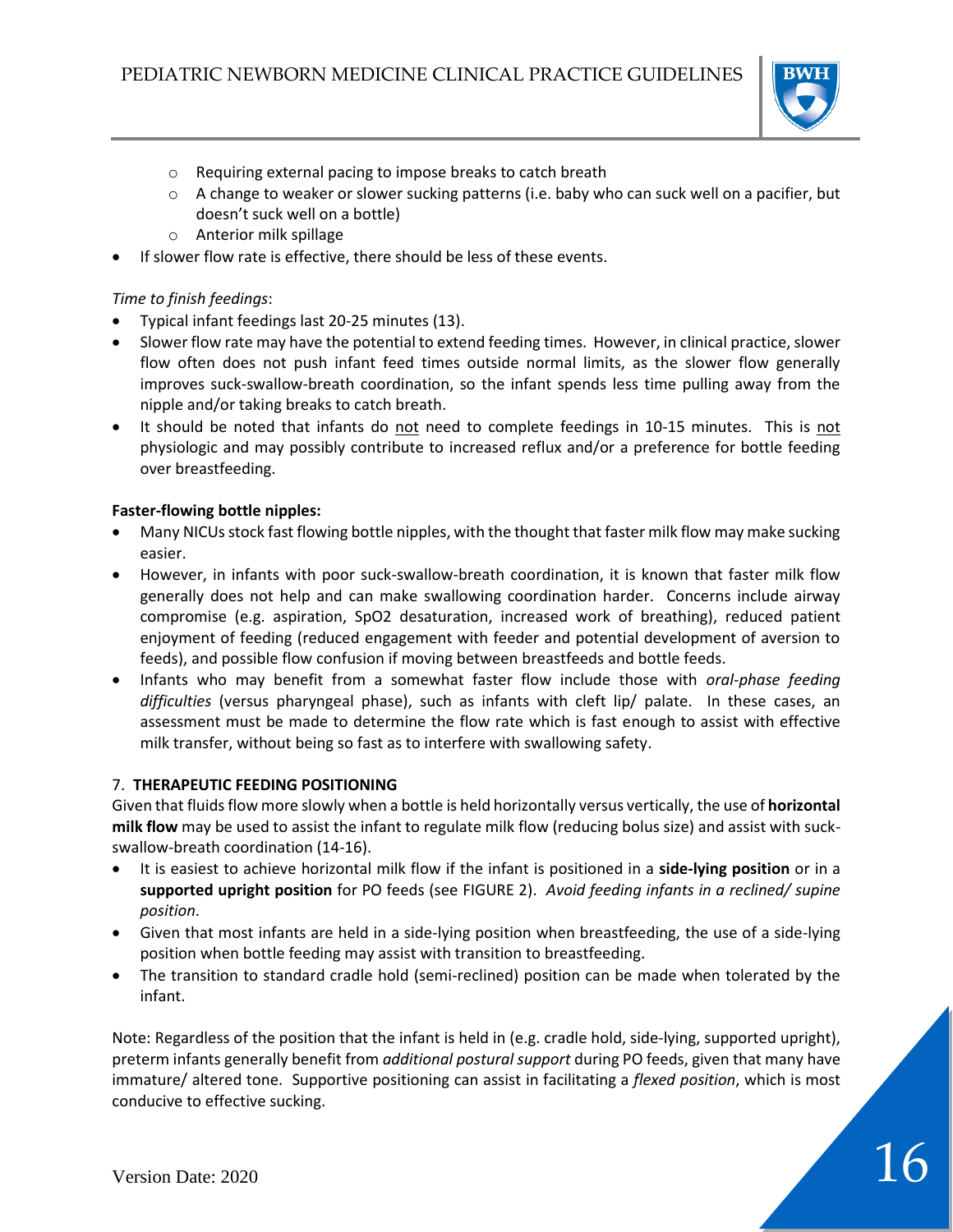- Requiring external pacing to impose breaks to catch breath
   - A change to weaker or slower sucking patterns (i.e. baby who can suck well on a pacifier, but doesn't suck well on a bottle)
   - Anterior milk spillage
- If slower flow rate is effective, there should be less of these events.

*Time to finish feedings*:

- Typical infant feedings last 20-25 minutes (13).
- Slower flow rate may have the potential to extend feeding times. However, in clinical practice, slower flow often does not push infant feed times outside normal limits, as the slower flow generally improves suck-swallow-breath coordination, so the infant spends less time pulling away from the nipple and/or taking breaks to catch breath.
- It should be noted that infants do <u>not</u> need to complete feedings in 10-15 minutes. This is <u>not</u> physiologic and may possibly contribute to increased reflux and/or a preference for bottle feeding over breastfeeding.

**Faster-flowing bottle nipples:**

- Many NICUs stock fast flowing bottle nipples, with the thought that faster milk flow may make sucking easier.
- However, in infants with poor suck-swallow-breath coordination, it is known that faster milk flow generally does not help and can make swallowing coordination harder. Concerns include airway compromise (e.g. aspiration, SpO2 desaturation, increased work of breathing), reduced patient enjoyment of feeding (reduced engagement with feeder and potential development of aversion to feeds), and possible flow confusion if moving between breastfeeds and bottle feeds.
- Infants who may benefit from a somewhat faster flow include those with *oral-phase feeding difficulties* (versus pharyngeal phase), such as infants with cleft lip/ palate. In these cases, an assessment must be made to determine the flow rate which is fast enough to assist with effective milk transfer, without being so fast as to interfere with swallowing safety.

## 7. THERAPEUTIC FEEDING POSITIONING

Given that fluids flow more slowly when a bottle is held horizontally versus vertically, the use of **horizontal milk flow** may be used to assist the infant to regulate milk flow (reducing bolus size) and assist with suck-swallow-breath coordination (14-16).

- It is easiest to achieve horizontal milk flow if the infant is positioned in a **side-lying position** or in a **supported upright position** for PO feeds (see FIGURE 2). *Avoid feeding infants in a reclined/ supine position*.
- Given that most infants are held in a side-lying position when breastfeeding, the use of a side-lying position when bottle feeding may assist with transition to breastfeeding.
- The transition to standard cradle hold (semi-reclined) position can be made when tolerated by the infant.

Note: Regardless of the position that the infant is held in (e.g. cradle hold, side-lying, supported upright), preterm infants generally benefit from *additional postural support* during PO feeds, given that many have immature/ altered tone. Supportive positioning can assist in facilitating a *flexed position*, which is most conducive to effective sucking.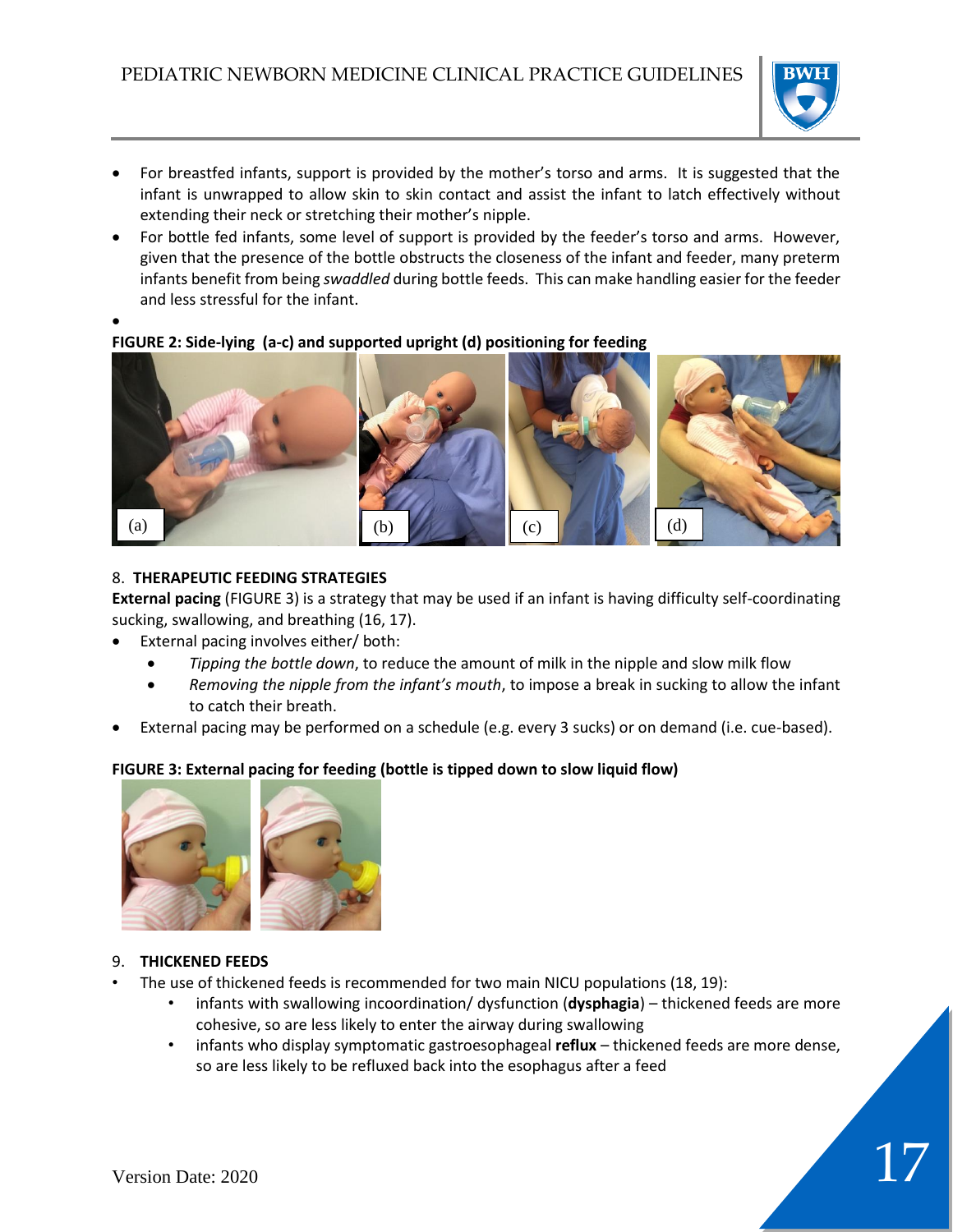- For breastfed infants, support is provided by the mother's torso and arms. It is suggested that the infant is unwrapped to allow skin to skin contact and assist the infant to latch effectively without extending their neck or stretching their mother's nipple.
- For bottle fed infants, some level of support is provided by the feeder's torso and arms. However, given that the presence of the bottle obstructs the closeness of the infant and feeder, many preterm infants benefit from being *swaddled* during bottle feeds. This can make handling easier for the feeder and less stressful for the infant.

**FIGURE 2: Side-lying (a-c) and supported upright (d) positioning for feeding**

## 8. THERAPEUTIC FEEDING STRATEGIES

**External pacing** (FIGURE 3) is a strategy that may be used if an infant is having difficulty self-coordinating sucking, swallowing, and breathing (16, 17).

- External pacing involves either/ both:
  - *Tipping the bottle down*, to reduce the amount of milk in the nipple and slow milk flow
  - *Removing the nipple from the infant's mouth*, to impose a break in sucking to allow the infant to catch their breath.
- External pacing may be performed on a schedule (e.g. every 3 sucks) or on demand (i.e. cue-based).

**FIGURE 3: External pacing for feeding (bottle is tipped down to slow liquid flow)**

## 9. THICKENED FEEDS

- The use of thickened feeds is recommended for two main NICU populations (18, 19):
  - infants with swallowing incoordination/ dysfunction (**dysphagia**) – thickened feeds are more cohesive, so are less likely to enter the airway during swallowing
  - infants who display symptomatic gastroesophageal **reflux** – thickened feeds are more dense, so are less likely to be refluxed back into the esophagus after a feed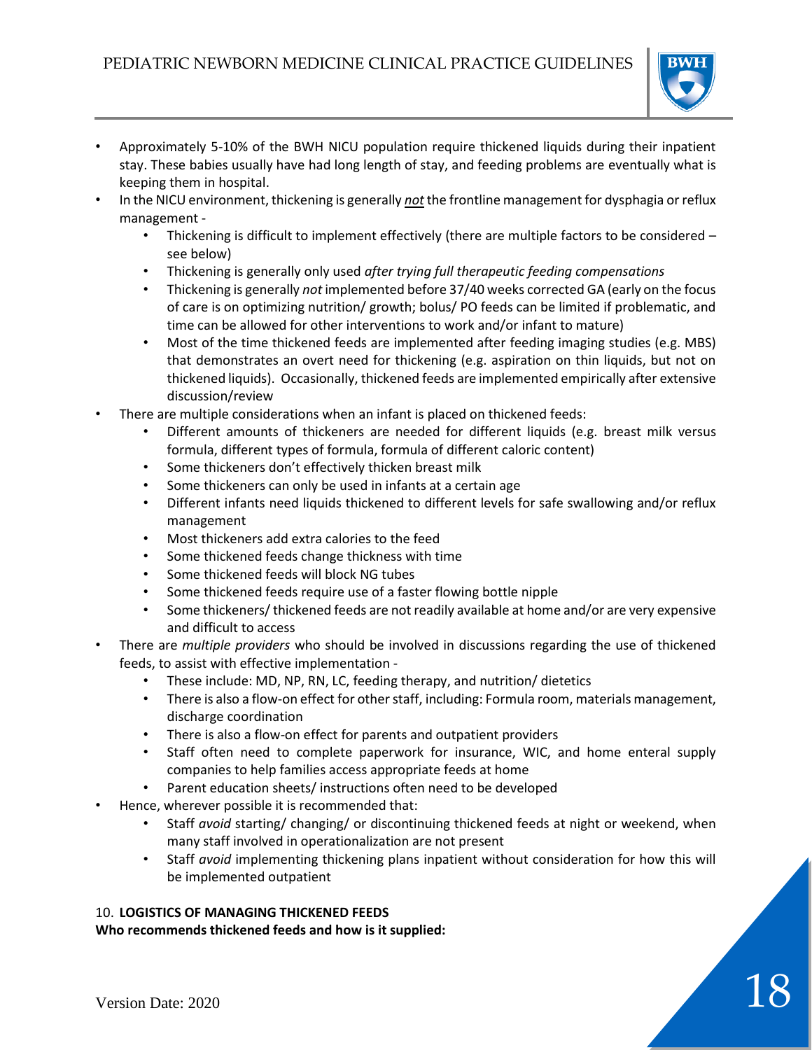- Approximately 5-10% of the BWH NICU population require thickened liquids during their inpatient stay. These babies usually have had long length of stay, and feeding problems are eventually what is keeping them in hospital.
- In the NICU environment, thickening is generally ***not*** the frontline management for dysphagia or reflux management -
  - Thickening is difficult to implement effectively (there are multiple factors to be considered – see below)
  - Thickening is generally only used *after trying full therapeutic feeding compensations*
  - Thickening is generally *not* implemented before 37/40 weeks corrected GA (early on the focus of care is on optimizing nutrition/ growth; bolus/ PO feeds can be limited if problematic, and time can be allowed for other interventions to work and/or infant to mature)
  - Most of the time thickened feeds are implemented after feeding imaging studies (e.g. MBS) that demonstrates an overt need for thickening (e.g. aspiration on thin liquids, but not on thickened liquids). Occasionally, thickened feeds are implemented empirically after extensive discussion/review
- There are multiple considerations when an infant is placed on thickened feeds:
  - Different amounts of thickeners are needed for different liquids (e.g. breast milk versus formula, different types of formula, formula of different caloric content)
  - Some thickeners don't effectively thicken breast milk
  - Some thickeners can only be used in infants at a certain age
  - Different infants need liquids thickened to different levels for safe swallowing and/or reflux management
  - Most thickeners add extra calories to the feed
  - Some thickened feeds change thickness with time
  - Some thickened feeds will block NG tubes
  - Some thickened feeds require use of a faster flowing bottle nipple
  - Some thickeners/ thickened feeds are not readily available at home and/or are very expensive and difficult to access
- There are *multiple providers* who should be involved in discussions regarding the use of thickened feeds, to assist with effective implementation -
  - These include: MD, NP, RN, LC, feeding therapy, and nutrition/ dietetics
  - There is also a flow-on effect for other staff, including: Formula room, materials management, discharge coordination
  - There is also a flow-on effect for parents and outpatient providers
  - Staff often need to complete paperwork for insurance, WIC, and home enteral supply companies to help families access appropriate feeds at home
  - Parent education sheets/ instructions often need to be developed
- Hence, wherever possible it is recommended that:
  - Staff *avoid* starting/ changing/ or discontinuing thickened feeds at night or weekend, when many staff involved in operationalization are not present
  - Staff *avoid* implementing thickening plans inpatient without consideration for how this will be implemented outpatient

## 10. **LOGISTICS OF MANAGING THICKENED FEEDS**

**Who recommends thickened feeds and how is it supplied:**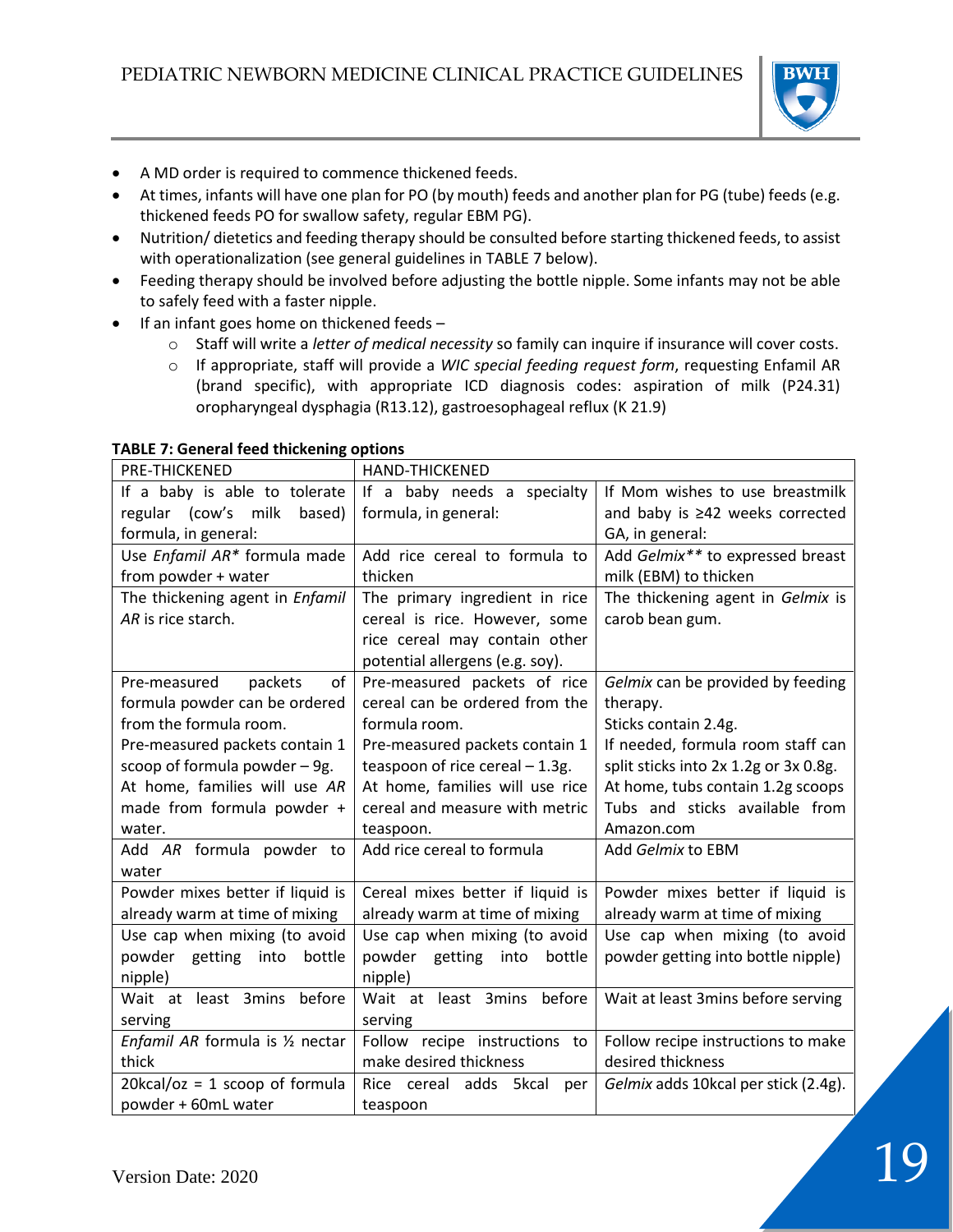- A MD order is required to commence thickened feeds.
- At times, infants will have one plan for PO (by mouth) feeds and another plan for PG (tube) feeds (e.g. thickened feeds PO for swallow safety, regular EBM PG).
- Nutrition/ dietetics and feeding therapy should be consulted before starting thickened feeds, to assist with operationalization (see general guidelines in TABLE 7 below).
- Feeding therapy should be involved before adjusting the bottle nipple. Some infants may not be able to safely feed with a faster nipple.
- If an infant goes home on thickened feeds –
  - Staff will write a *letter of medical necessity* so family can inquire if insurance will cover costs.
  - If appropriate, staff will provide a *WIC special feeding request form*, requesting Enfamil AR (brand specific), with appropriate ICD diagnosis codes: aspiration of milk (P24.31) oropharyngeal dysphagia (R13.12), gastroesophageal reflux (K 21.9)

**TABLE 7: General feed thickening options**

| PRE-THICKENED | HAND-THICKENED | |
|---|---|---|
| If a baby is able to tolerate regular (cow's milk based) formula, in general: | If a baby needs a specialty formula, in general: | If Mom wishes to use breastmilk and baby is ≥42 weeks corrected GA, in general: |
| Use *Enfamil AR** formula made from powder + water | Add rice cereal to formula to thicken | Add *Gelmix*** to expressed breast milk (EBM) to thicken |
| The thickening agent in *Enfamil AR* is rice starch. | The primary ingredient in rice cereal is rice. However, some rice cereal may contain other potential allergens (e.g. soy). | The thickening agent in *Gelmix* is carob bean gum. |
| Pre-measured packets of formula powder can be ordered from the formula room.<br>Pre-measured packets contain 1 scoop of formula powder – 9g.<br>At home, families will use *AR* made from formula powder + water. | Pre-measured packets of rice cereal can be ordered from the formula room.<br>Pre-measured packets contain 1 teaspoon of rice cereal – 1.3g.<br>At home, families will use rice cereal and measure with metric teaspoon. | *Gelmix* can be provided by feeding therapy.<br>Sticks contain 2.4g.<br>If needed, formula room staff can split sticks into 2x 1.2g or 3x 0.8g.<br>At home, tubs contain 1.2g scoops<br>Tubs and sticks available from Amazon.com |
| Add *AR* formula powder to water | Add rice cereal to formula | Add *Gelmix* to EBM |
| Powder mixes better if liquid is already warm at time of mixing | Cereal mixes better if liquid is already warm at time of mixing | Powder mixes better if liquid is already warm at time of mixing |
| Use cap when mixing (to avoid powder getting into bottle nipple) | Use cap when mixing (to avoid powder getting into bottle nipple) | Use cap when mixing (to avoid powder getting into bottle nipple) |
| Wait at least 3mins before serving | Wait at least 3mins before serving | Wait at least 3mins before serving |
| *Enfamil AR* formula is ½ nectar thick | Follow recipe instructions to make desired thickness | Follow recipe instructions to make desired thickness |
| 20kcal/oz = 1 scoop of formula powder + 60mL water | Rice cereal adds 5kcal per teaspoon | *Gelmix* adds 10kcal per stick (2.4g). |

Version Date: 2020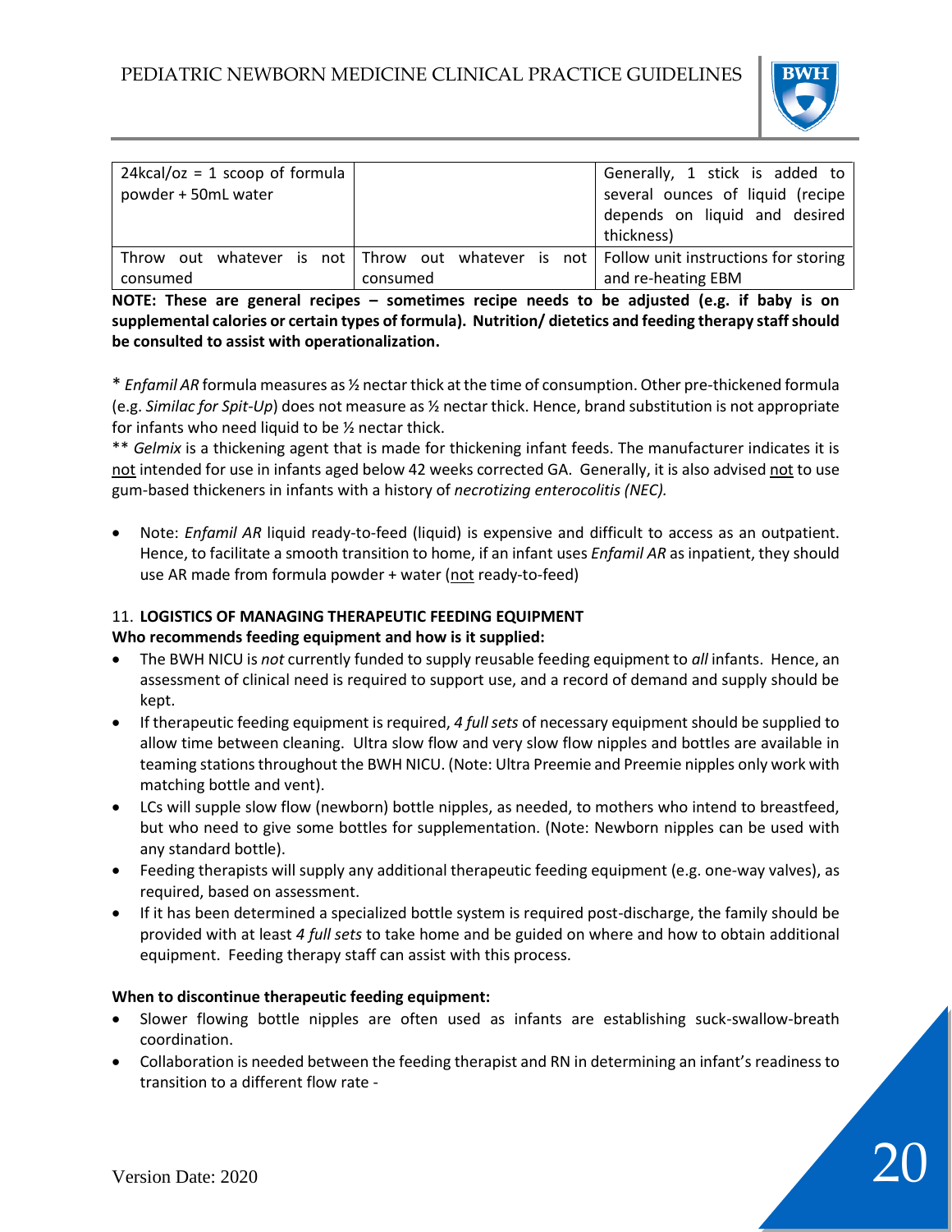| | | |
|---|---|---|
| 24kcal/oz = 1 scoop of formula powder + 50mL water | | Generally, 1 stick is added to several ounces of liquid (recipe depends on liquid and desired thickness) |
| Throw out whatever is not consumed | Throw out whatever is not consumed | Follow unit instructions for storing and re-heating EBM |

**NOTE: These are general recipes – sometimes recipe needs to be adjusted (e.g. if baby is on supplemental calories or certain types of formula). Nutrition/ dietetics and feeding therapy staff should be consulted to assist with operationalization.**

\* *Enfamil AR* formula measures as ½ nectar thick at the time of consumption. Other pre-thickened formula (e.g. *Similac for Spit-Up*) does not measure as ½ nectar thick. Hence, brand substitution is not appropriate for infants who need liquid to be ½ nectar thick.

\*\* *Gelmix* is a thickening agent that is made for thickening infant feeds. The manufacturer indicates it is not intended for use in infants aged below 42 weeks corrected GA. Generally, it is also advised not to use gum-based thickeners in infants with a history of *necrotizing enterocolitis (NEC).*

- Note: *Enfamil AR* liquid ready-to-feed (liquid) is expensive and difficult to access as an outpatient. Hence, to facilitate a smooth transition to home, if an infant uses *Enfamil AR* as inpatient, they should use AR made from formula powder + water (not ready-to-feed)

11. **LOGISTICS OF MANAGING THERAPEUTIC FEEDING EQUIPMENT**

**Who recommends feeding equipment and how is it supplied:**

- The BWH NICU is *not* currently funded to supply reusable feeding equipment to *all* infants. Hence, an assessment of clinical need is required to support use, and a record of demand and supply should be kept.
- If therapeutic feeding equipment is required, *4 full sets* of necessary equipment should be supplied to allow time between cleaning. Ultra slow flow and very slow flow nipples and bottles are available in teaming stations throughout the BWH NICU. (Note: Ultra Preemie and Preemie nipples only work with matching bottle and vent).
- LCs will supple slow flow (newborn) bottle nipples, as needed, to mothers who intend to breastfeed, but who need to give some bottles for supplementation. (Note: Newborn nipples can be used with any standard bottle).
- Feeding therapists will supply any additional therapeutic feeding equipment (e.g. one-way valves), as required, based on assessment.
- If it has been determined a specialized bottle system is required post-discharge, the family should be provided with at least *4 full sets* to take home and be guided on where and how to obtain additional equipment. Feeding therapy staff can assist with this process.

**When to discontinue therapeutic feeding equipment:**

- Slower flowing bottle nipples are often used as infants are establishing suck-swallow-breath coordination.
- Collaboration is needed between the feeding therapist and RN in determining an infant's readiness to transition to a different flow rate -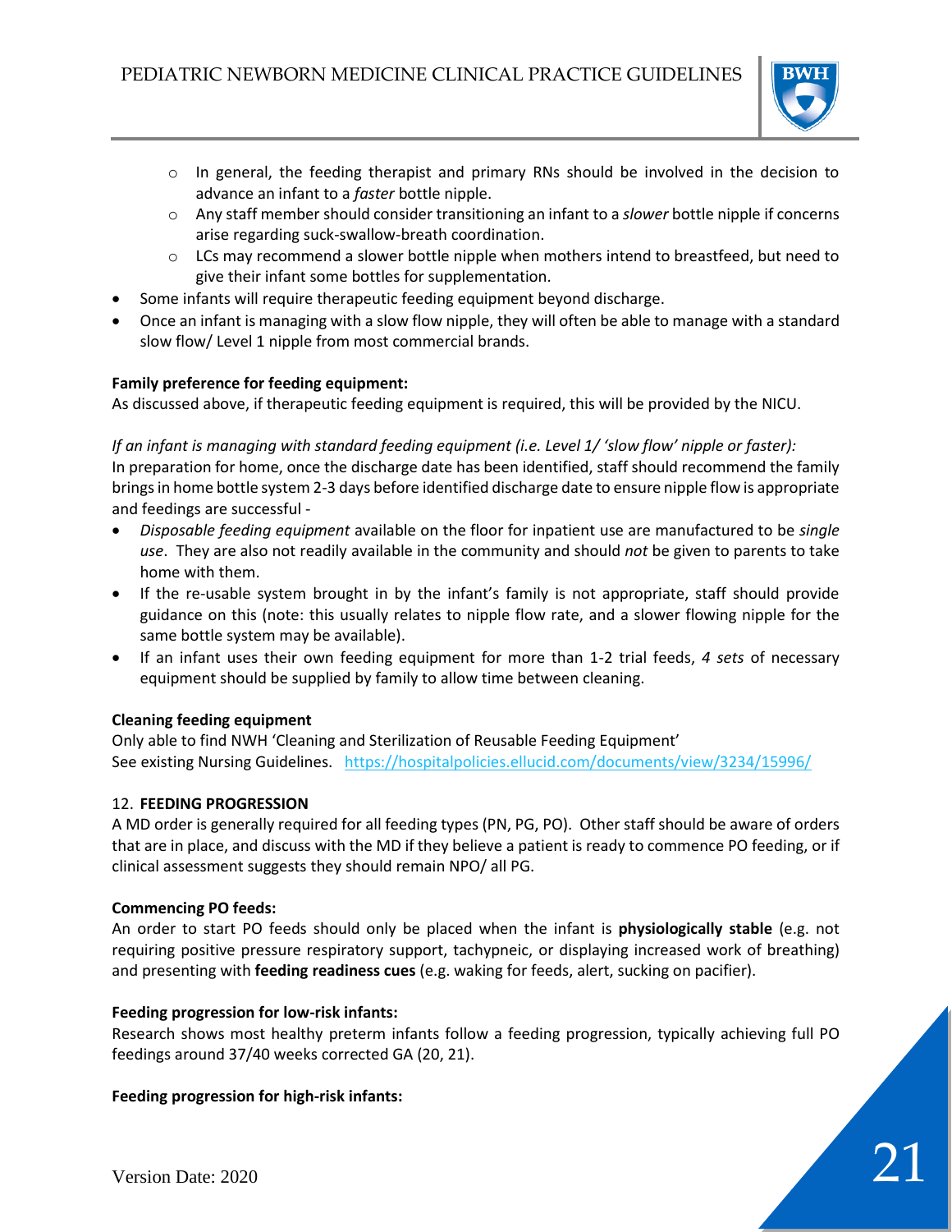- In general, the feeding therapist and primary RNs should be involved in the decision to advance an infant to a *faster* bottle nipple.
  - Any staff member should consider transitioning an infant to a *slower* bottle nipple if concerns arise regarding suck-swallow-breath coordination.
  - LCs may recommend a slower bottle nipple when mothers intend to breastfeed, but need to give their infant some bottles for supplementation.
- Some infants will require therapeutic feeding equipment beyond discharge.
- Once an infant is managing with a slow flow nipple, they will often be able to manage with a standard slow flow/ Level 1 nipple from most commercial brands.

**Family preference for feeding equipment:**

As discussed above, if therapeutic feeding equipment is required, this will be provided by the NICU.

*If an infant is managing with standard feeding equipment (i.e. Level 1/ 'slow flow' nipple or faster):*

In preparation for home, once the discharge date has been identified, staff should recommend the family brings in home bottle system 2-3 days before identified discharge date to ensure nipple flow is appropriate and feedings are successful -

- *Disposable feeding equipment* available on the floor for inpatient use are manufactured to be *single use*. They are also not readily available in the community and should *not* be given to parents to take home with them.
- If the re-usable system brought in by the infant's family is not appropriate, staff should provide guidance on this (note: this usually relates to nipple flow rate, and a slower flowing nipple for the same bottle system may be available).
- If an infant uses their own feeding equipment for more than 1-2 trial feeds, *4 sets* of necessary equipment should be supplied by family to allow time between cleaning.

**Cleaning feeding equipment**

Only able to find NWH 'Cleaning and Sterilization of Reusable Feeding Equipment'
See existing Nursing Guidelines. https://hospitalpolicies.ellucid.com/documents/view/3234/15996/

## 12. FEEDING PROGRESSION

A MD order is generally required for all feeding types (PN, PG, PO). Other staff should be aware of orders that are in place, and discuss with the MD if they believe a patient is ready to commence PO feeding, or if clinical assessment suggests they should remain NPO/ all PG.

**Commencing PO feeds:**

An order to start PO feeds should only be placed when the infant is **physiologically stable** (e.g. not requiring positive pressure respiratory support, tachypneic, or displaying increased work of breathing) and presenting with **feeding readiness cues** (e.g. waking for feeds, alert, sucking on pacifier).

**Feeding progression for low-risk infants:**

Research shows most healthy preterm infants follow a feeding progression, typically achieving full PO feedings around 37/40 weeks corrected GA (20, 21).

**Feeding progression for high-risk infants:**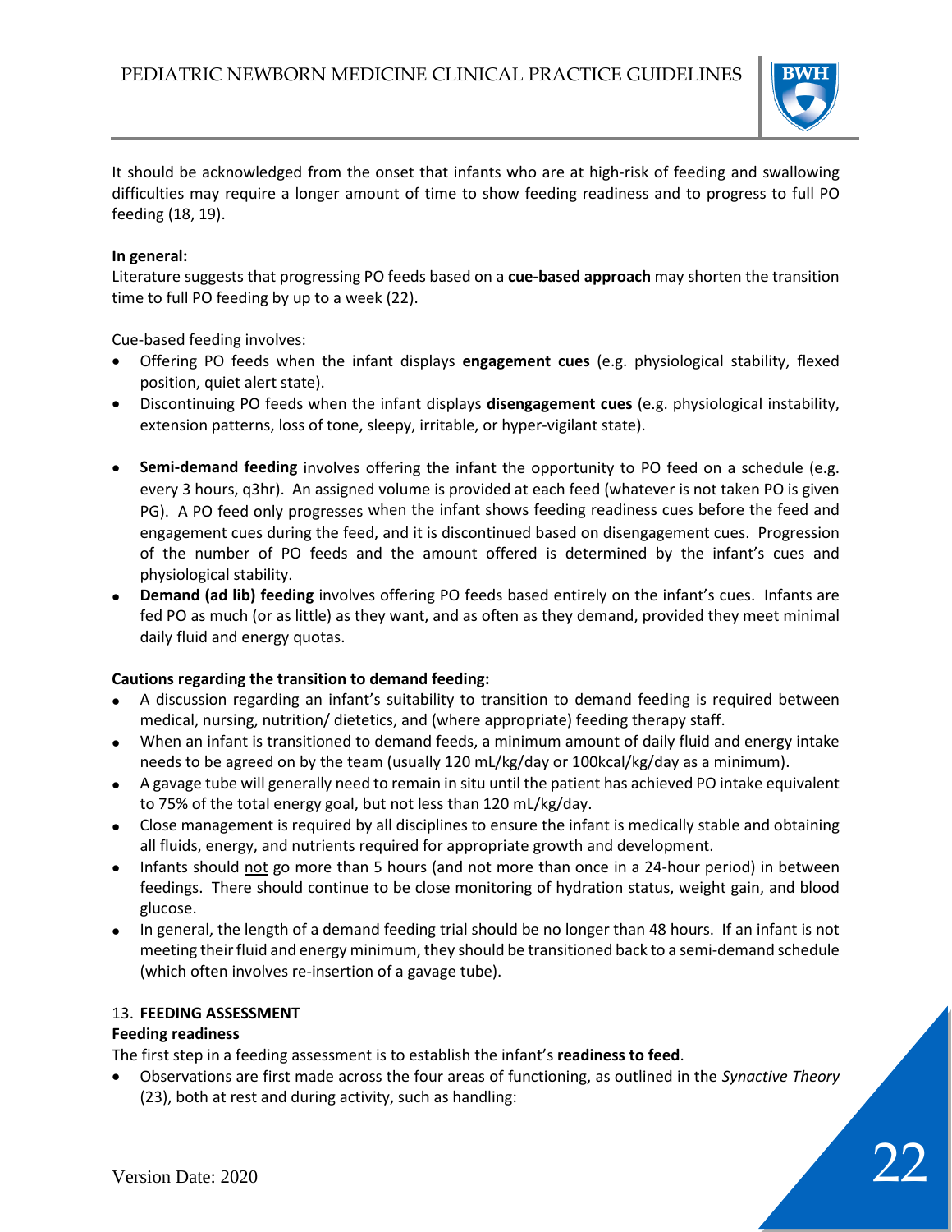It should be acknowledged from the onset that infants who are at high-risk of feeding and swallowing difficulties may require a longer amount of time to show feeding readiness and to progress to full PO feeding (18, 19).

**In general:**

Literature suggests that progressing PO feeds based on a **cue-based approach** may shorten the transition time to full PO feeding by up to a week (22).

Cue-based feeding involves:

- Offering PO feeds when the infant displays **engagement cues** (e.g. physiological stability, flexed position, quiet alert state).
- Discontinuing PO feeds when the infant displays **disengagement cues** (e.g. physiological instability, extension patterns, loss of tone, sleepy, irritable, or hyper-vigilant state).

- **Semi-demand feeding** involves offering the infant the opportunity to PO feed on a schedule (e.g. every 3 hours, q3hr). An assigned volume is provided at each feed (whatever is not taken PO is given PG). A PO feed only progresses when the infant shows feeding readiness cues before the feed and engagement cues during the feed, and it is discontinued based on disengagement cues. Progression of the number of PO feeds and the amount offered is determined by the infant's cues and physiological stability.
- **Demand (ad lib) feeding** involves offering PO feeds based entirely on the infant's cues. Infants are fed PO as much (or as little) as they want, and as often as they demand, provided they meet minimal daily fluid and energy quotas.

**Cautions regarding the transition to demand feeding:**

- A discussion regarding an infant's suitability to transition to demand feeding is required between medical, nursing, nutrition/ dietetics, and (where appropriate) feeding therapy staff.
- When an infant is transitioned to demand feeds, a minimum amount of daily fluid and energy intake needs to be agreed on by the team (usually 120 mL/kg/day or 100kcal/kg/day as a minimum).
- A gavage tube will generally need to remain in situ until the patient has achieved PO intake equivalent to 75% of the total energy goal, but not less than 120 mL/kg/day.
- Close management is required by all disciplines to ensure the infant is medically stable and obtaining all fluids, energy, and nutrients required for appropriate growth and development.
- Infants should <u>not</u> go more than 5 hours (and not more than once in a 24-hour period) in between feedings. There should continue to be close monitoring of hydration status, weight gain, and blood glucose.
- In general, the length of a demand feeding trial should be no longer than 48 hours. If an infant is not meeting their fluid and energy minimum, they should be transitioned back to a semi-demand schedule (which often involves re-insertion of a gavage tube).

## 13. FEEDING ASSESSMENT

**Feeding readiness**

The first step in a feeding assessment is to establish the infant's **readiness to feed**.

- Observations are first made across the four areas of functioning, as outlined in the *Synactive Theory* (23), both at rest and during activity, such as handling: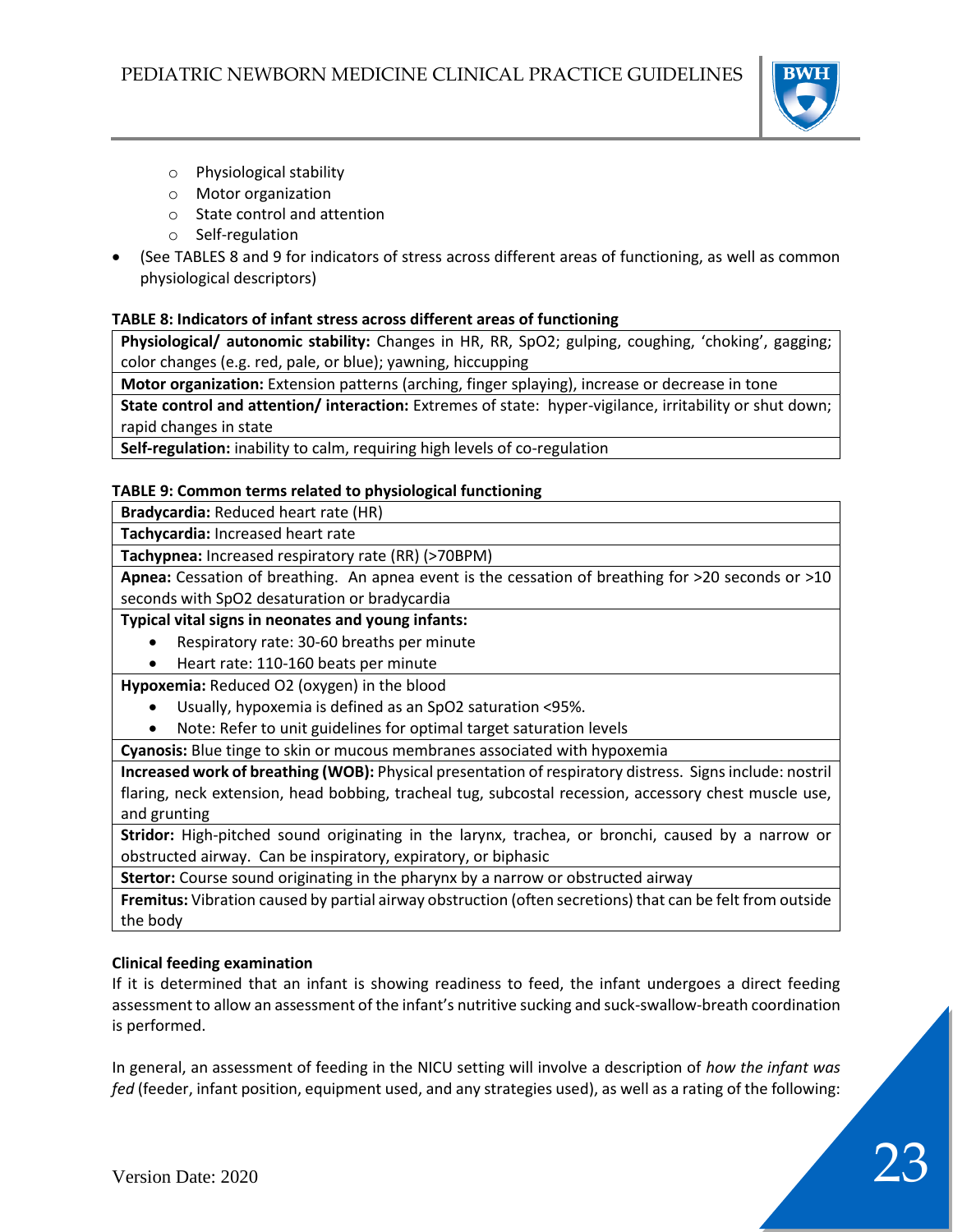- Physiological stability
  - Motor organization
  - State control and attention
  - Self-regulation
- (See TABLES 8 and 9 for indicators of stress across different areas of functioning, as well as common physiological descriptors)

**TABLE 8: Indicators of infant stress across different areas of functioning**

| |
|---|
| **Physiological/ autonomic stability:** Changes in HR, RR, SpO2; gulping, coughing, 'choking', gagging; color changes (e.g. red, pale, or blue); yawning, hiccupping |
| **Motor organization:** Extension patterns (arching, finger splaying), increase or decrease in tone |
| **State control and attention/ interaction:** Extremes of state: hyper-vigilance, irritability or shut down; rapid changes in state |
| **Self-regulation:** inability to calm, requiring high levels of co-regulation |

**TABLE 9: Common terms related to physiological functioning**

| |
|---|
| **Bradycardia:** Reduced heart rate (HR) |
| **Tachycardia:** Increased heart rate |
| **Tachypnea:** Increased respiratory rate (RR) (>70BPM) |
| **Apnea:** Cessation of breathing. An apnea event is the cessation of breathing for >20 seconds or >10 seconds with SpO2 desaturation or bradycardia |
| **Typical vital signs in neonates and young infants:** <br>• Respiratory rate: 30-60 breaths per minute <br>• Heart rate: 110-160 beats per minute |
| **Hypoxemia:** Reduced O2 (oxygen) in the blood <br>• Usually, hypoxemia is defined as an SpO2 saturation <95%. <br>• Note: Refer to unit guidelines for optimal target saturation levels |
| **Cyanosis:** Blue tinge to skin or mucous membranes associated with hypoxemia |
| **Increased work of breathing (WOB):** Physical presentation of respiratory distress. Signs include: nostril flaring, neck extension, head bobbing, tracheal tug, subcostal recession, accessory chest muscle use, and grunting |
| **Stridor:** High-pitched sound originating in the larynx, trachea, or bronchi, caused by a narrow or obstructed airway. Can be inspiratory, expiratory, or biphasic |
| **Stertor:** Course sound originating in the pharynx by a narrow or obstructed airway |
| **Fremitus:** Vibration caused by partial airway obstruction (often secretions) that can be felt from outside the body |

**Clinical feeding examination**

If it is determined that an infant is showing readiness to feed, the infant undergoes a direct feeding assessment to allow an assessment of the infant's nutritive sucking and suck-swallow-breath coordination is performed.

In general, an assessment of feeding in the NICU setting will involve a description of *how the infant was fed* (feeder, infant position, equipment used, and any strategies used), as well as a rating of the following: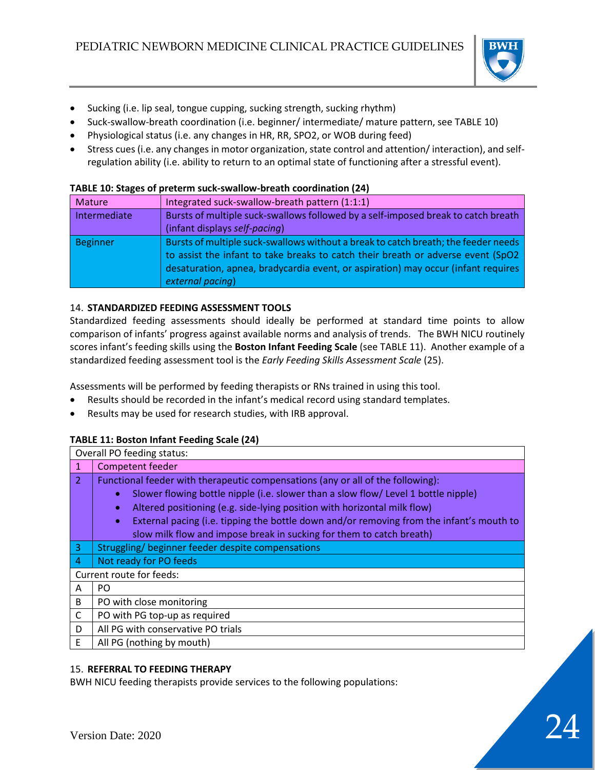- Sucking (i.e. lip seal, tongue cupping, sucking strength, sucking rhythm)
- Suck-swallow-breath coordination (i.e. beginner/ intermediate/ mature pattern, see TABLE 10)
- Physiological status (i.e. any changes in HR, RR, SPO2, or WOB during feed)
- Stress cues (i.e. any changes in motor organization, state control and attention/ interaction), and self-regulation ability (i.e. ability to return to an optimal state of functioning after a stressful event).

**TABLE 10: Stages of preterm suck-swallow-breath coordination (24)**

| Stage | Description |
|---|---|
| Mature | Integrated suck-swallow-breath pattern (1:1:1) |
| Intermediate | Bursts of multiple suck-swallows followed by a self-imposed break to catch breath (infant displays *self-pacing*) |
| Beginner | Bursts of multiple suck-swallows without a break to catch breath; the feeder needs to assist the infant to take breaks to catch their breath or adverse event (SpO2 desaturation, apnea, bradycardia event, or aspiration) may occur (infant requires *external pacing*) |

## 14. STANDARDIZED FEEDING ASSESSMENT TOOLS

Standardized feeding assessments should ideally be performed at standard time points to allow comparison of infants' progress against available norms and analysis of trends. The BWH NICU routinely scores infant's feeding skills using the **Boston Infant Feeding Scale** (see TABLE 11). Another example of a standardized feeding assessment tool is the *Early Feeding Skills Assessment Scale* (25).

Assessments will be performed by feeding therapists or RNs trained in using this tool.

- Results should be recorded in the infant's medical record using standard templates.
- Results may be used for research studies, with IRB approval.

**TABLE 11: Boston Infant Feeding Scale (24)**

| Overall PO feeding status: | |
|---|---|
| 1 | Competent feeder |
| 2 | Functional feeder with therapeutic compensations (any or all of the following):<br>• Slower flowing bottle nipple (i.e. slower than a slow flow/ Level 1 bottle nipple)<br>• Altered positioning (e.g. side-lying position with horizontal milk flow)<br>• External pacing (i.e. tipping the bottle down and/or removing from the infant's mouth to slow milk flow and impose break in sucking for them to catch breath) |
| 3 | Struggling/ beginner feeder despite compensations |
| 4 | Not ready for PO feeds |
| **Current route for feeds:** | |
| A | PO |
| B | PO with close monitoring |
| C | PO with PG top-up as required |
| D | All PG with conservative PO trials |
| E | All PG (nothing by mouth) |

## 15. REFERRAL TO FEEDING THERAPY

BWH NICU feeding therapists provide services to the following populations: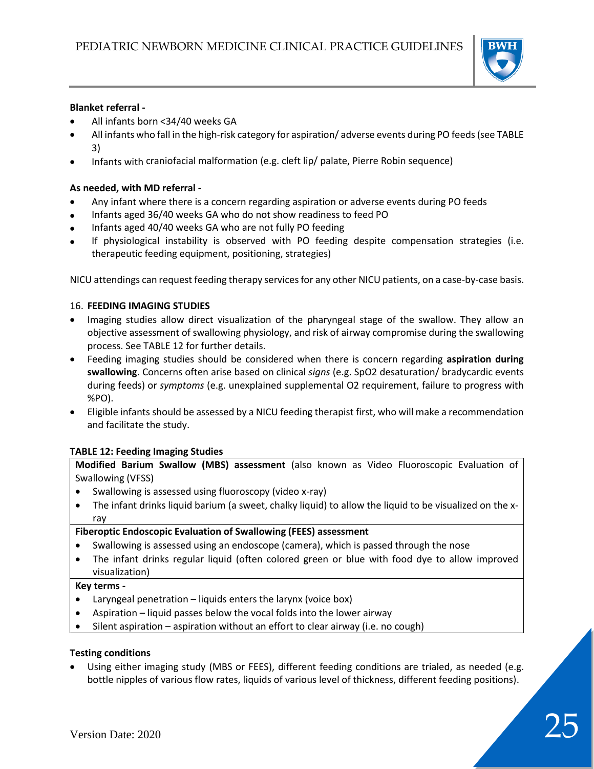**Blanket referral -**

- All infants born <34/40 weeks GA
- All infants who fall in the high-risk category for aspiration/ adverse events during PO feeds (see TABLE 3)
- Infants with craniofacial malformation (e.g. cleft lip/ palate, Pierre Robin sequence)

**As needed, with MD referral -**

- Any infant where there is a concern regarding aspiration or adverse events during PO feeds
- Infants aged 36/40 weeks GA who do not show readiness to feed PO
- Infants aged 40/40 weeks GA who are not fully PO feeding
- If physiological instability is observed with PO feeding despite compensation strategies (i.e. therapeutic feeding equipment, positioning, strategies)

NICU attendings can request feeding therapy services for any other NICU patients, on a case-by-case basis.

## 16. FEEDING IMAGING STUDIES

- Imaging studies allow direct visualization of the pharyngeal stage of the swallow. They allow an objective assessment of swallowing physiology, and risk of airway compromise during the swallowing process. See TABLE 12 for further details.
- Feeding imaging studies should be considered when there is concern regarding **aspiration during swallowing**. Concerns often arise based on clinical *signs* (e.g. SpO2 desaturation/ bradycardic events during feeds) or *symptoms* (e.g. unexplained supplemental O2 requirement, failure to progress with %PO).
- Eligible infants should be assessed by a NICU feeding therapist first, who will make a recommendation and facilitate the study.

**TABLE 12: Feeding Imaging Studies**

| |
|---|
| **Modified Barium Swallow (MBS) assessment** (also known as Video Fluoroscopic Evaluation of Swallowing (VFSS)) <br> • Swallowing is assessed using fluoroscopy (video x-ray) <br> • The infant drinks liquid barium (a sweet, chalky liquid) to allow the liquid to be visualized on the x-ray |
| **Fiberoptic Endoscopic Evaluation of Swallowing (FEES) assessment** <br> • Swallowing is assessed using an endoscope (camera), which is passed through the nose <br> • The infant drinks regular liquid (often colored green or blue with food dye to allow improved visualization) |
| **Key terms -** <br> • Laryngeal penetration – liquids enters the larynx (voice box) <br> • Aspiration – liquid passes below the vocal folds into the lower airway <br> • Silent aspiration – aspiration without an effort to clear airway (i.e. no cough) |

**Testing conditions**

- Using either imaging study (MBS or FEES), different feeding conditions are trialed, as needed (e.g. bottle nipples of various flow rates, liquids of various level of thickness, different feeding positions).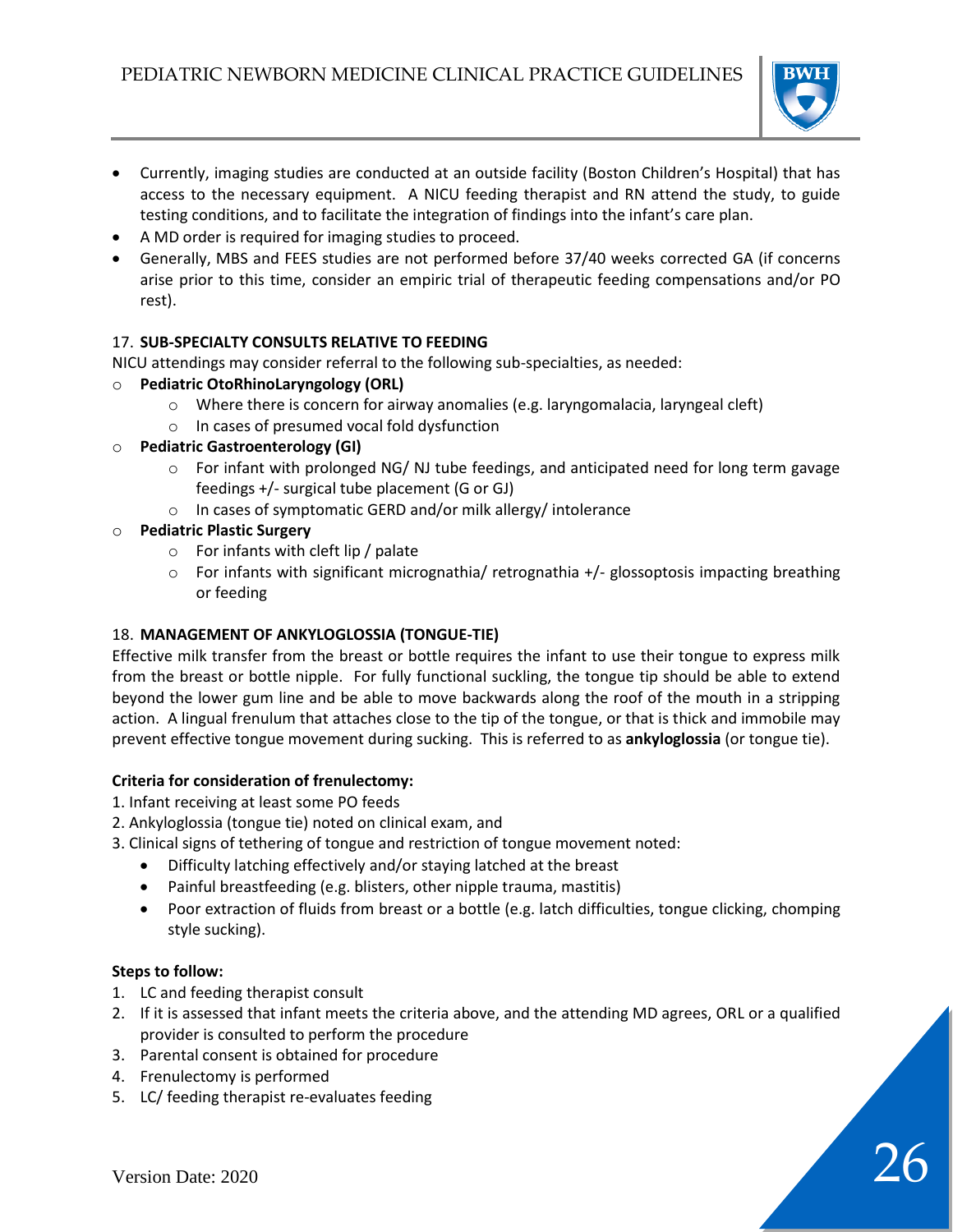- Currently, imaging studies are conducted at an outside facility (Boston Children's Hospital) that has access to the necessary equipment. A NICU feeding therapist and RN attend the study, to guide testing conditions, and to facilitate the integration of findings into the infant's care plan.
- A MD order is required for imaging studies to proceed.
- Generally, MBS and FEES studies are not performed before 37/40 weeks corrected GA (if concerns arise prior to this time, consider an empiric trial of therapeutic feeding compensations and/or PO rest).

### 17. SUB-SPECIALTY CONSULTS RELATIVE TO FEEDING

NICU attendings may consider referral to the following sub-specialties, as needed:

- **Pediatric OtoRhinoLaryngology (ORL)**
  - Where there is concern for airway anomalies (e.g. laryngomalacia, laryngeal cleft)
  - In cases of presumed vocal fold dysfunction
- **Pediatric Gastroenterology (GI)**
  - For infant with prolonged NG/ NJ tube feedings, and anticipated need for long term gavage feedings +/- surgical tube placement (G or GJ)
  - In cases of symptomatic GERD and/or milk allergy/ intolerance
- **Pediatric Plastic Surgery**
  - For infants with cleft lip / palate
  - For infants with significant micrognathia/ retrognathia +/- glossoptosis impacting breathing or feeding

### 18. MANAGEMENT OF ANKYLOGLOSSIA (TONGUE-TIE)

Effective milk transfer from the breast or bottle requires the infant to use their tongue to express milk from the breast or bottle nipple. For fully functional suckling, the tongue tip should be able to extend beyond the lower gum line and be able to move backwards along the roof of the mouth in a stripping action. A lingual frenulum that attaches close to the tip of the tongue, or that is thick and immobile may prevent effective tongue movement during sucking. This is referred to as **ankyloglossia** (or tongue tie).

**Criteria for consideration of frenulectomy:**

1. Infant receiving at least some PO feeds
2. Ankyloglossia (tongue tie) noted on clinical exam, and
3. Clinical signs of tethering of tongue and restriction of tongue movement noted:
   - Difficulty latching effectively and/or staying latched at the breast
   - Painful breastfeeding (e.g. blisters, other nipple trauma, mastitis)
   - Poor extraction of fluids from breast or a bottle (e.g. latch difficulties, tongue clicking, chomping style sucking).

**Steps to follow:**

1. LC and feeding therapist consult
2. If it is assessed that infant meets the criteria above, and the attending MD agrees, ORL or a qualified provider is consulted to perform the procedure
3. Parental consent is obtained for procedure
4. Frenulectomy is performed
5. LC/ feeding therapist re-evaluates feeding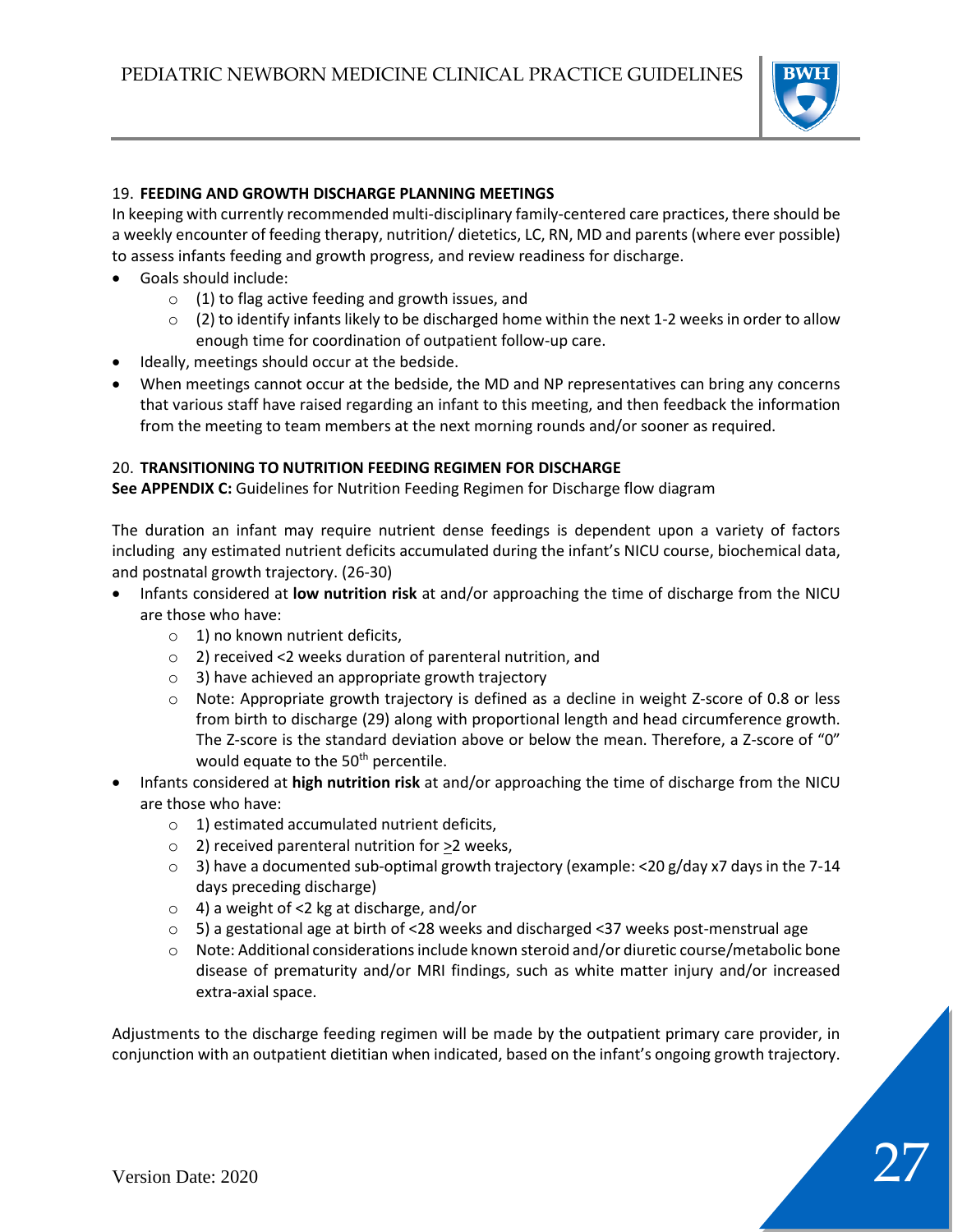## 19. FEEDING AND GROWTH DISCHARGE PLANNING MEETINGS

In keeping with currently recommended multi-disciplinary family-centered care practices, there should be a weekly encounter of feeding therapy, nutrition/ dietetics, LC, RN, MD and parents (where ever possible) to assess infants feeding and growth progress, and review readiness for discharge.

- Goals should include:
  - (1) to flag active feeding and growth issues, and
  - (2) to identify infants likely to be discharged home within the next 1-2 weeks in order to allow enough time for coordination of outpatient follow-up care.
- Ideally, meetings should occur at the bedside.
- When meetings cannot occur at the bedside, the MD and NP representatives can bring any concerns that various staff have raised regarding an infant to this meeting, and then feedback the information from the meeting to team members at the next morning rounds and/or sooner as required.

## 20. TRANSITIONING TO NUTRITION FEEDING REGIMEN FOR DISCHARGE

**See APPENDIX C:** Guidelines for Nutrition Feeding Regimen for Discharge flow diagram

The duration an infant may require nutrient dense feedings is dependent upon a variety of factors including any estimated nutrient deficits accumulated during the infant's NICU course, biochemical data, and postnatal growth trajectory. (26-30)

- Infants considered at **low nutrition risk** at and/or approaching the time of discharge from the NICU are those who have:
  - 1) no known nutrient deficits,
  - 2) received <2 weeks duration of parenteral nutrition, and
  - 3) have achieved an appropriate growth trajectory
  - Note: Appropriate growth trajectory is defined as a decline in weight Z-score of 0.8 or less from birth to discharge (29) along with proportional length and head circumference growth. The Z-score is the standard deviation above or below the mean. Therefore, a Z-score of "0" would equate to the 50th percentile.
- Infants considered at **high nutrition risk** at and/or approaching the time of discharge from the NICU are those who have:
  - 1) estimated accumulated nutrient deficits,
  - 2) received parenteral nutrition for ≥2 weeks,
  - 3) have a documented sub-optimal growth trajectory (example: <20 g/day x7 days in the 7-14 days preceding discharge)
  - 4) a weight of <2 kg at discharge, and/or
  - 5) a gestational age at birth of <28 weeks and discharged <37 weeks post-menstrual age
  - Note: Additional considerations include known steroid and/or diuretic course/metabolic bone disease of prematurity and/or MRI findings, such as white matter injury and/or increased extra-axial space.

Adjustments to the discharge feeding regimen will be made by the outpatient primary care provider, in conjunction with an outpatient dietitian when indicated, based on the infant's ongoing growth trajectory.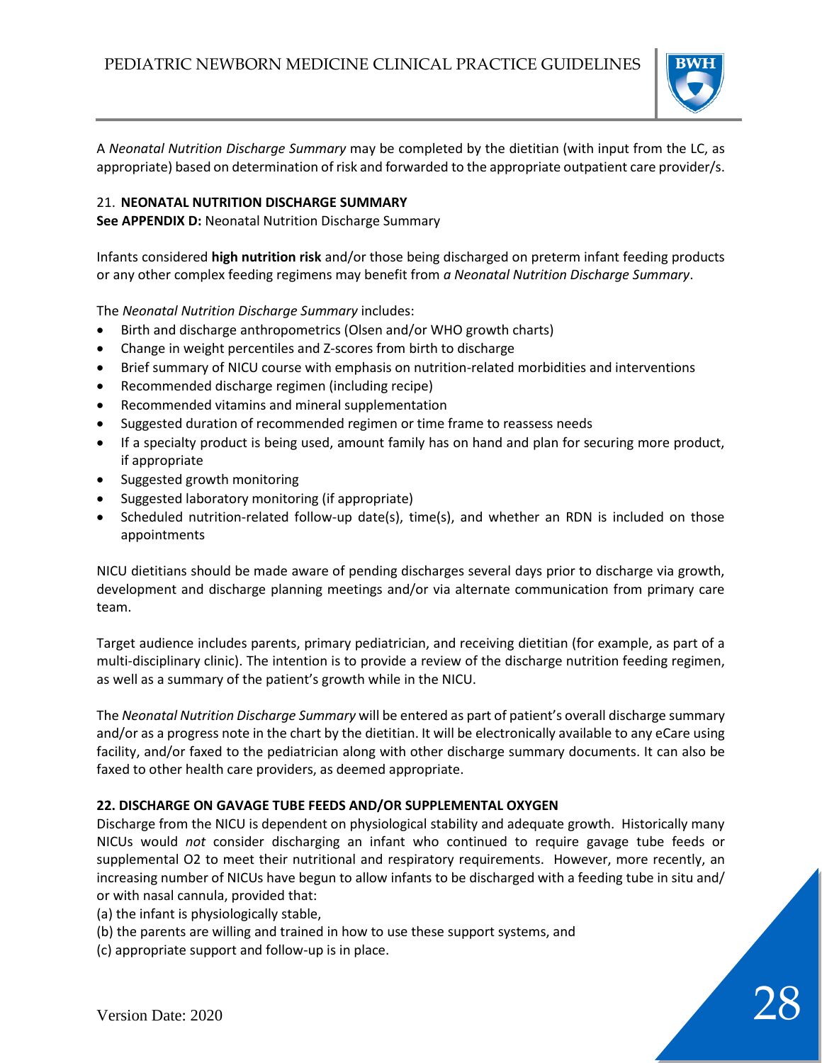A *Neonatal Nutrition Discharge Summary* may be completed by the dietitian (with input from the LC, as appropriate) based on determination of risk and forwarded to the appropriate outpatient care provider/s.

## 21. NEONATAL NUTRITION DISCHARGE SUMMARY

**See APPENDIX D:** Neonatal Nutrition Discharge Summary

Infants considered **high nutrition risk** and/or those being discharged on preterm infant feeding products or any other complex feeding regimens may benefit from ***a** Neonatal Nutrition Discharge Summary*.

The *Neonatal Nutrition Discharge Summary* includes:

- Birth and discharge anthropometrics (Olsen and/or WHO growth charts)
- Change in weight percentiles and Z-scores from birth to discharge
- Brief summary of NICU course with emphasis on nutrition-related morbidities and interventions
- Recommended discharge regimen (including recipe)
- Recommended vitamins and mineral supplementation
- Suggested duration of recommended regimen or time frame to reassess needs
- If a specialty product is being used, amount family has on hand and plan for securing more product, if appropriate
- Suggested growth monitoring
- Suggested laboratory monitoring (if appropriate)
- Scheduled nutrition-related follow-up date(s), time(s), and whether an RDN is included on those appointments

NICU dietitians should be made aware of pending discharges several days prior to discharge via growth, development and discharge planning meetings and/or via alternate communication from primary care team.

Target audience includes parents, primary pediatrician, and receiving dietitian (for example, as part of a multi-disciplinary clinic). The intention is to provide a review of the discharge nutrition feeding regimen, as well as a summary of the patient's growth while in the NICU.

The *Neonatal Nutrition Discharge Summary* will be entered as part of patient's overall discharge summary and/or as a progress note in the chart by the dietitian. It will be electronically available to any eCare using facility, and/or faxed to the pediatrician along with other discharge summary documents. It can also be faxed to other health care providers, as deemed appropriate.

## 22. DISCHARGE ON GAVAGE TUBE FEEDS AND/OR SUPPLEMENTAL OXYGEN

Discharge from the NICU is dependent on physiological stability and adequate growth. Historically many NICUs would *not* consider discharging an infant who continued to require gavage tube feeds or supplemental O2 to meet their nutritional and respiratory requirements. However, more recently, an increasing number of NICUs have begun to allow infants to be discharged with a feeding tube in situ and/ or with nasal cannula, provided that:

(a) the infant is physiologically stable,
(b) the parents are willing and trained in how to use these support systems, and
(c) appropriate support and follow-up is in place.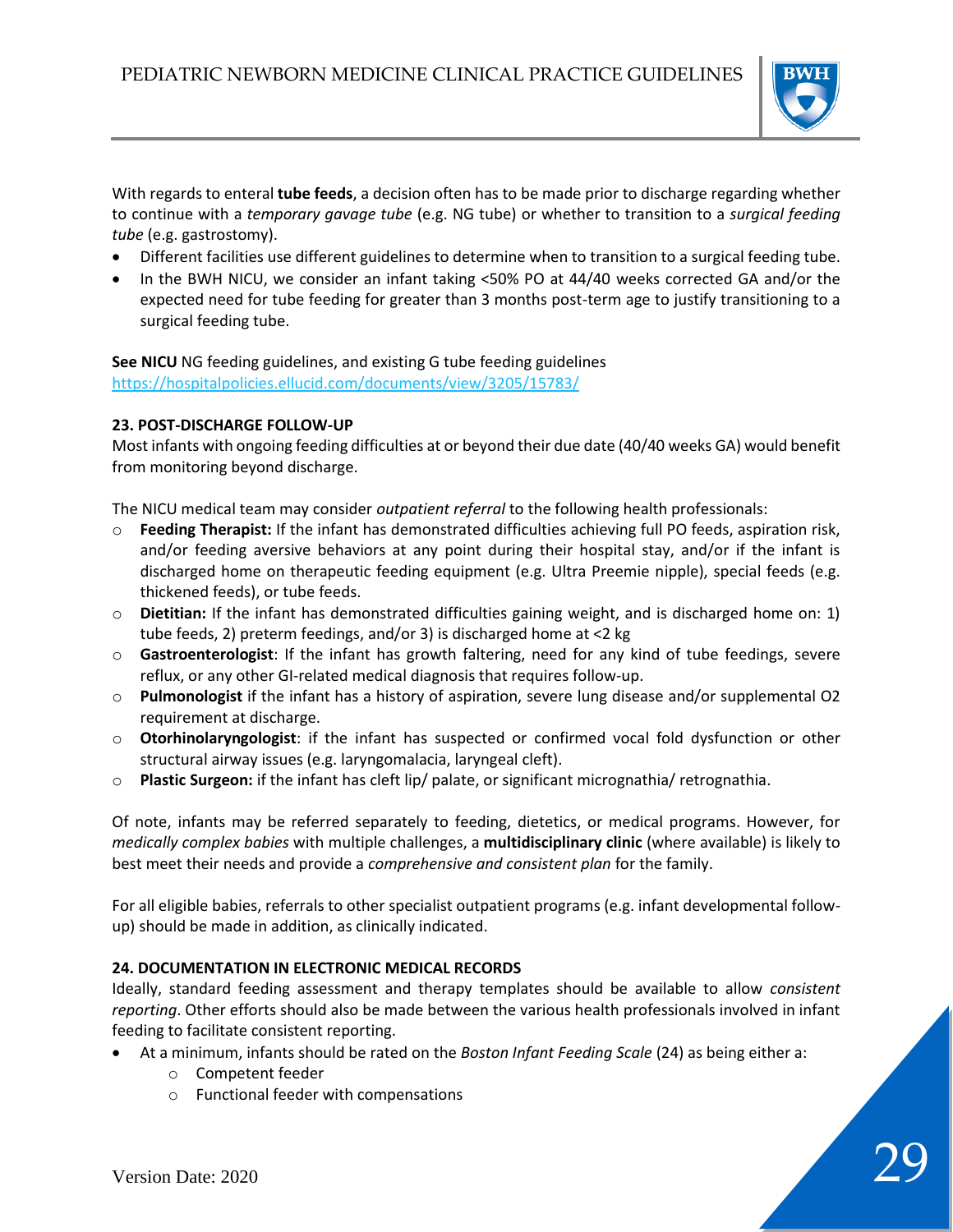With regards to enteral **tube feeds**, a decision often has to be made prior to discharge regarding whether to continue with a *temporary gavage tube* (e.g. NG tube) or whether to transition to a *surgical feeding tube* (e.g. gastrostomy).

- Different facilities use different guidelines to determine when to transition to a surgical feeding tube.
- In the BWH NICU, we consider an infant taking <50% PO at 44/40 weeks corrected GA and/or the expected need for tube feeding for greater than 3 months post-term age to justify transitioning to a surgical feeding tube.

**See NICU** NG feeding guidelines, and existing G tube feeding guidelines https://hospitalpolicies.ellucid.com/documents/view/3205/15783/

**23. POST-DISCHARGE FOLLOW-UP**

Most infants with ongoing feeding difficulties at or beyond their due date (40/40 weeks GA) would benefit from monitoring beyond discharge.

The NICU medical team may consider *outpatient referral* to the following health professionals:

- **Feeding Therapist:** If the infant has demonstrated difficulties achieving full PO feeds, aspiration risk, and/or feeding aversive behaviors at any point during their hospital stay, and/or if the infant is discharged home on therapeutic feeding equipment (e.g. Ultra Preemie nipple), special feeds (e.g. thickened feeds), or tube feeds.
- **Dietitian:** If the infant has demonstrated difficulties gaining weight, and is discharged home on: 1) tube feeds, 2) preterm feedings, and/or 3) is discharged home at <2 kg
- **Gastroenterologist**: If the infant has growth faltering, need for any kind of tube feedings, severe reflux, or any other GI-related medical diagnosis that requires follow-up.
- **Pulmonologist** if the infant has a history of aspiration, severe lung disease and/or supplemental O2 requirement at discharge.
- **Otorhinolaryngologist**: if the infant has suspected or confirmed vocal fold dysfunction or other structural airway issues (e.g. laryngomalacia, laryngeal cleft).
- **Plastic Surgeon:** if the infant has cleft lip/ palate, or significant micrognathia/ retrognathia.

Of note, infants may be referred separately to feeding, dietetics, or medical programs. However, for *medically complex babies* with multiple challenges, a **multidisciplinary clinic** (where available) is likely to best meet their needs and provide a *comprehensive and consistent plan* for the family.

For all eligible babies, referrals to other specialist outpatient programs (e.g. infant developmental follow-up) should be made in addition, as clinically indicated.

**24. DOCUMENTATION IN ELECTRONIC MEDICAL RECORDS**

Ideally, standard feeding assessment and therapy templates should be available to allow *consistent reporting*. Other efforts should also be made between the various health professionals involved in infant feeding to facilitate consistent reporting.

- At a minimum, infants should be rated on the *Boston Infant Feeding Scale* (24) as being either a:
  - Competent feeder
  - Functional feeder with compensations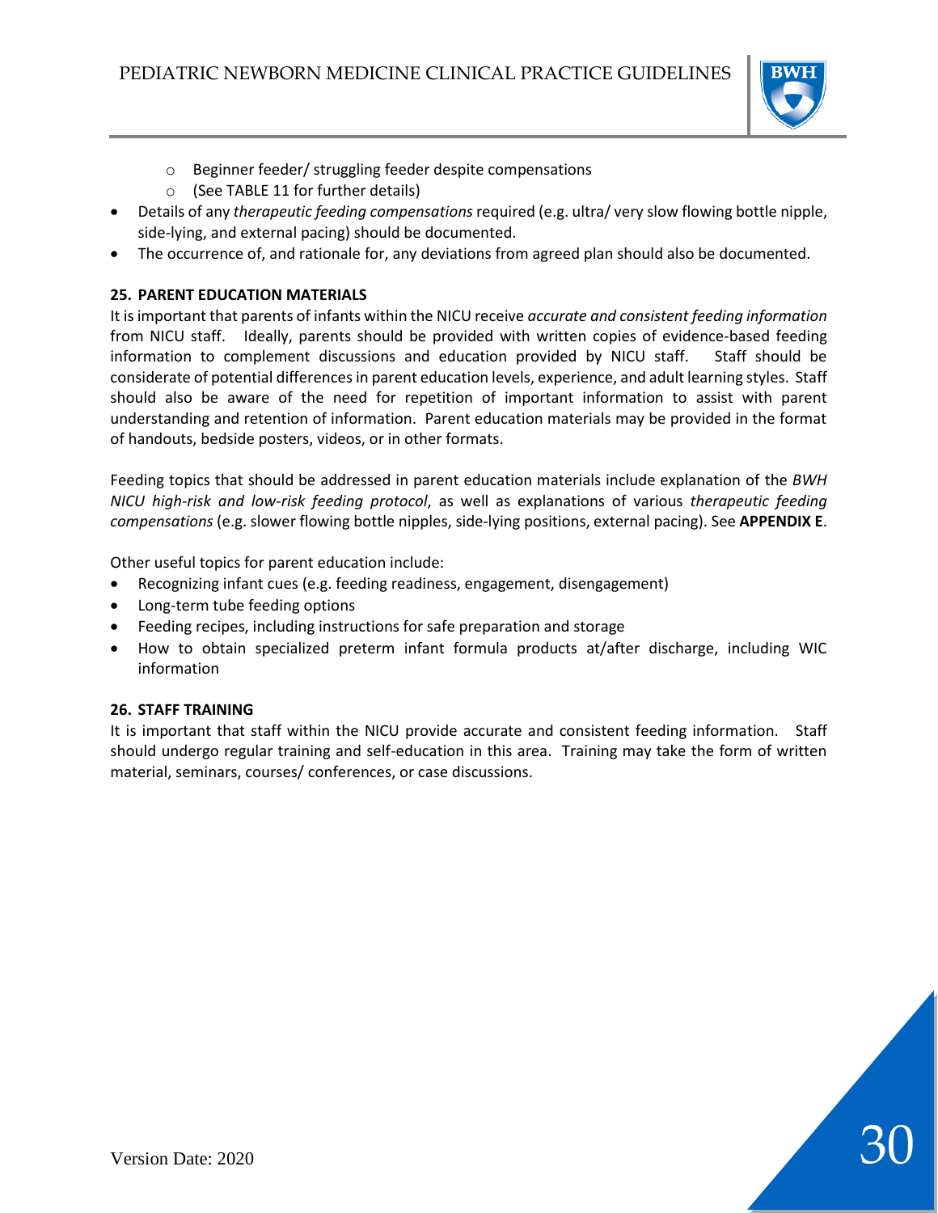- Beginner feeder/ struggling feeder despite compensations
    - (See TABLE 11 for further details)
- Details of any *therapeutic feeding compensations* required (e.g. ultra/ very slow flowing bottle nipple, side-lying, and external pacing) should be documented.
- The occurrence of, and rationale for, any deviations from agreed plan should also be documented.

### 25. PARENT EDUCATION MATERIALS

It is important that parents of infants within the NICU receive *accurate and consistent feeding information* from NICU staff. Ideally, parents should be provided with written copies of evidence-based feeding information to complement discussions and education provided by NICU staff. Staff should be considerate of potential differences in parent education levels, experience, and adult learning styles. Staff should also be aware of the need for repetition of important information to assist with parent understanding and retention of information. Parent education materials may be provided in the format of handouts, bedside posters, videos, or in other formats.

Feeding topics that should be addressed in parent education materials include explanation of the *BWH NICU high-risk and low-risk feeding protocol*, as well as explanations of various *therapeutic feeding compensations* (e.g. slower flowing bottle nipples, side-lying positions, external pacing). See **APPENDIX E**.

Other useful topics for parent education include:

- Recognizing infant cues (e.g. feeding readiness, engagement, disengagement)
- Long-term tube feeding options
- Feeding recipes, including instructions for safe preparation and storage
- How to obtain specialized preterm infant formula products at/after discharge, including WIC information

### 26. STAFF TRAINING

It is important that staff within the NICU provide accurate and consistent feeding information. Staff should undergo regular training and self-education in this area. Training may take the form of written material, seminars, courses/ conferences, or case discussions.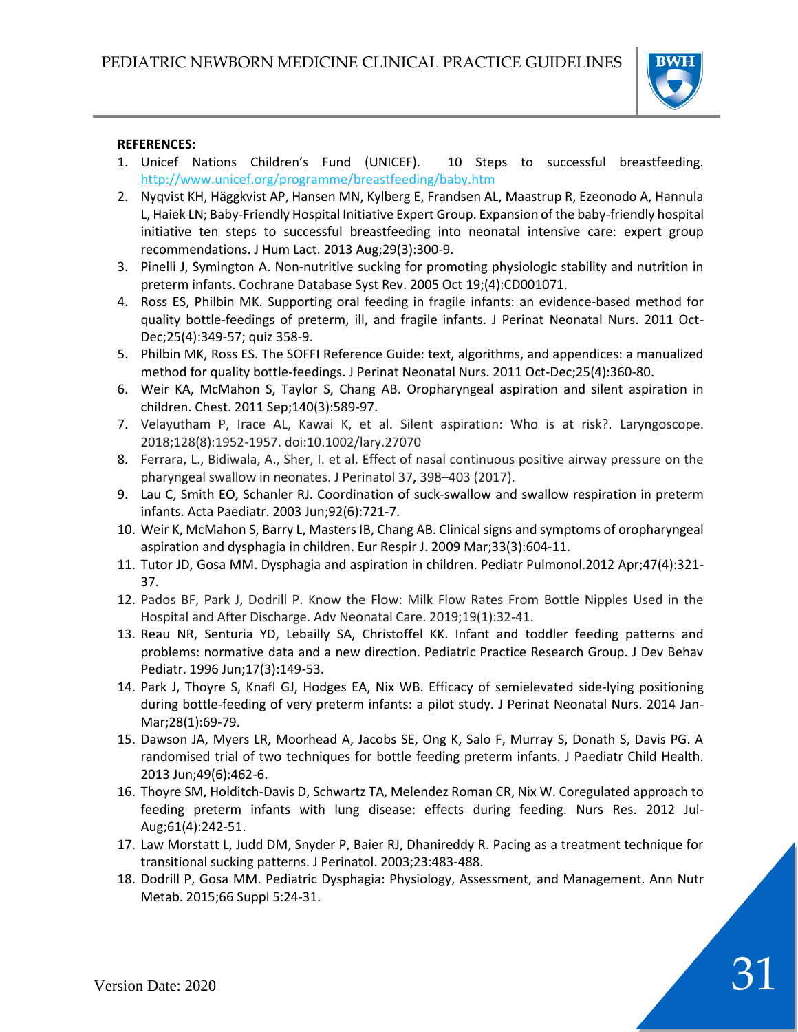**REFERENCES:**

1. Unicef Nations Children's Fund (UNICEF). 10 Steps to successful breastfeeding. http://www.unicef.org/programme/breastfeeding/baby.htm
2. Nyqvist KH, Häggkvist AP, Hansen MN, Kylberg E, Frandsen AL, Maastrup R, Ezeonodo A, Hannula L, Haiek LN; Baby-Friendly Hospital Initiative Expert Group. Expansion of the baby-friendly hospital initiative ten steps to successful breastfeeding into neonatal intensive care: expert group recommendations. J Hum Lact. 2013 Aug;29(3):300-9.
3. Pinelli J, Symington A. Non-nutritive sucking for promoting physiologic stability and nutrition in preterm infants. Cochrane Database Syst Rev. 2005 Oct 19;(4):CD001071.
4. Ross ES, Philbin MK. Supporting oral feeding in fragile infants: an evidence-based method for quality bottle-feedings of preterm, ill, and fragile infants. J Perinat Neonatal Nurs. 2011 Oct-Dec;25(4):349-57; quiz 358-9.
5. Philbin MK, Ross ES. The SOFFI Reference Guide: text, algorithms, and appendices: a manualized method for quality bottle-feedings. J Perinat Neonatal Nurs. 2011 Oct-Dec;25(4):360-80.
6. Weir KA, McMahon S, Taylor S, Chang AB. Oropharyngeal aspiration and silent aspiration in children. Chest. 2011 Sep;140(3):589-97.
7. Velayutham P, Irace AL, Kawai K, et al. Silent aspiration: Who is at risk?. Laryngoscope. 2018;128(8):1952-1957. doi:10.1002/lary.27070
8. Ferrara, L., Bidiwala, A., Sher, I. et al. Effect of nasal continuous positive airway pressure on the pharyngeal swallow in neonates. J Perinatol 37**,** 398–403 (2017).
9. Lau C, Smith EO, Schanler RJ. Coordination of suck-swallow and swallow respiration in preterm infants. Acta Paediatr. 2003 Jun;92(6):721-7.
10. Weir K, McMahon S, Barry L, Masters IB, Chang AB. Clinical signs and symptoms of oropharyngeal aspiration and dysphagia in children. Eur Respir J. 2009 Mar;33(3):604-11.
11. Tutor JD, Gosa MM. Dysphagia and aspiration in children. Pediatr Pulmonol.2012 Apr;47(4):321-37.
12. Pados BF, Park J, Dodrill P. Know the Flow: Milk Flow Rates From Bottle Nipples Used in the Hospital and After Discharge. Adv Neonatal Care. 2019;19(1):32-41.
13. Reau NR, Senturia YD, Lebailly SA, Christoffel KK. Infant and toddler feeding patterns and problems: normative data and a new direction. Pediatric Practice Research Group. J Dev Behav Pediatr. 1996 Jun;17(3):149-53.
14. Park J, Thoyre S, Knafl GJ, Hodges EA, Nix WB. Efficacy of semielevated side-lying positioning during bottle-feeding of very preterm infants: a pilot study. J Perinat Neonatal Nurs. 2014 Jan-Mar;28(1):69-79.
15. Dawson JA, Myers LR, Moorhead A, Jacobs SE, Ong K, Salo F, Murray S, Donath S, Davis PG. A randomised trial of two techniques for bottle feeding preterm infants. J Paediatr Child Health. 2013 Jun;49(6):462-6.
16. Thoyre SM, Holditch-Davis D, Schwartz TA, Melendez Roman CR, Nix W. Coregulated approach to feeding preterm infants with lung disease: effects during feeding. Nurs Res. 2012 Jul-Aug;61(4):242-51.
17. Law Morstatt L, Judd DM, Snyder P, Baier RJ, Dhanireddy R. Pacing as a treatment technique for transitional sucking patterns. J Perinatol. 2003;23:483-488.
18. Dodrill P, Gosa MM. Pediatric Dysphagia: Physiology, Assessment, and Management. Ann Nutr Metab. 2015;66 Suppl 5:24-31.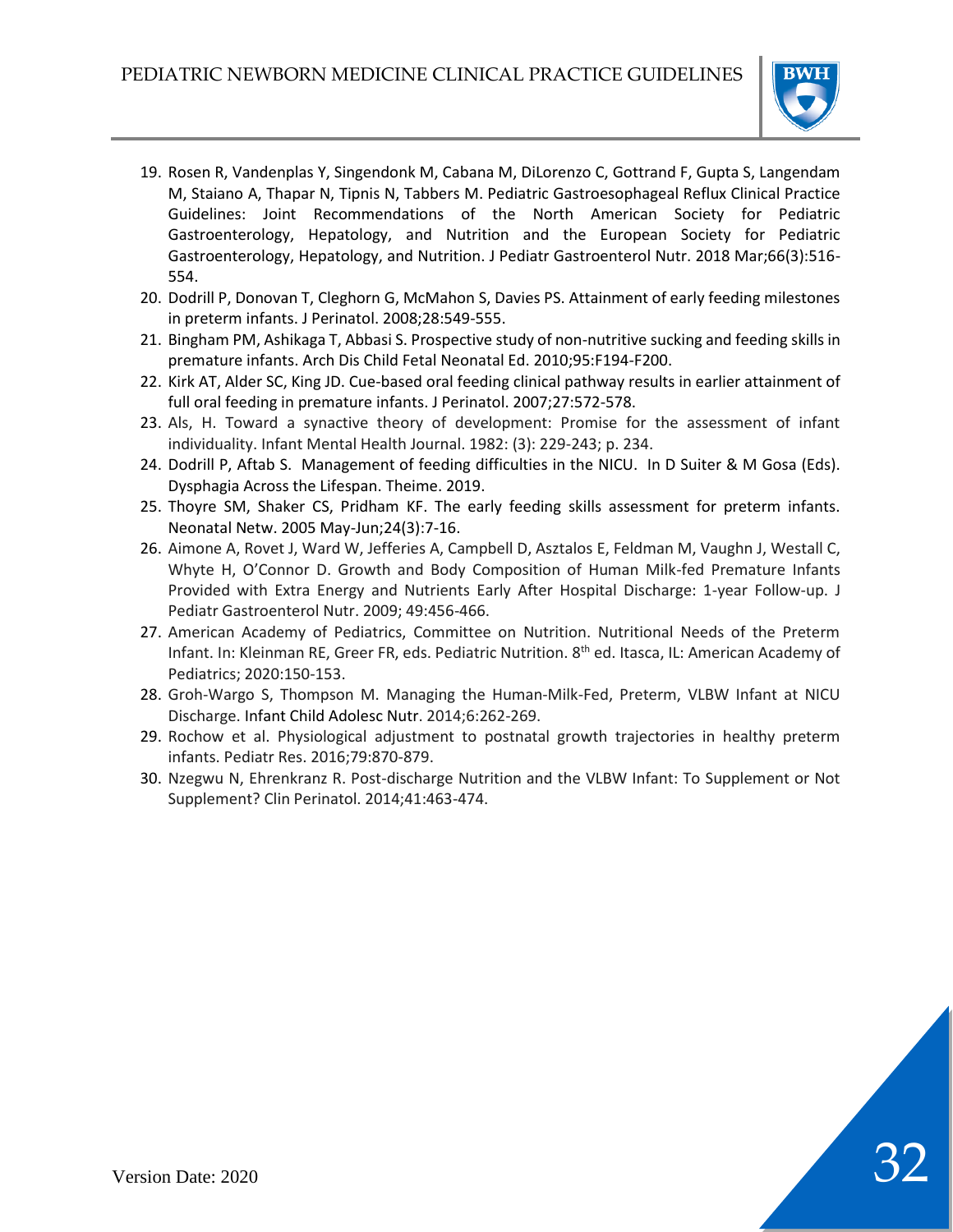19. Rosen R, Vandenplas Y, Singendonk M, Cabana M, DiLorenzo C, Gottrand F, Gupta S, Langendam M, Staiano A, Thapar N, Tipnis N, Tabbers M. Pediatric Gastroesophageal Reflux Clinical Practice Guidelines: Joint Recommendations of the North American Society for Pediatric Gastroenterology, Hepatology, and Nutrition and the European Society for Pediatric Gastroenterology, Hepatology, and Nutrition. J Pediatr Gastroenterol Nutr. 2018 Mar;66(3):516-554.
20. Dodrill P, Donovan T, Cleghorn G, McMahon S, Davies PS. Attainment of early feeding milestones in preterm infants. J Perinatol. 2008;28:549-555.
21. Bingham PM, Ashikaga T, Abbasi S. Prospective study of non-nutritive sucking and feeding skills in premature infants. Arch Dis Child Fetal Neonatal Ed. 2010;95:F194-F200.
22. Kirk AT, Alder SC, King JD. Cue-based oral feeding clinical pathway results in earlier attainment of full oral feeding in premature infants. J Perinatol. 2007;27:572-578.
23. Als, H. Toward a synactive theory of development: Promise for the assessment of infant individuality. Infant Mental Health Journal. 1982: (3): 229-243; p. 234.
24. Dodrill P, Aftab S. Management of feeding difficulties in the NICU. In D Suiter & M Gosa (Eds). Dysphagia Across the Lifespan. Theime. 2019.
25. Thoyre SM, Shaker CS, Pridham KF. The early feeding skills assessment for preterm infants. Neonatal Netw. 2005 May-Jun;24(3):7-16.
26. Aimone A, Rovet J, Ward W, Jefferies A, Campbell D, Asztalos E, Feldman M, Vaughn J, Westall C, Whyte H, O'Connor D. Growth and Body Composition of Human Milk-fed Premature Infants Provided with Extra Energy and Nutrients Early After Hospital Discharge: 1-year Follow-up. J Pediatr Gastroenterol Nutr. 2009; 49:456-466.
27. American Academy of Pediatrics, Committee on Nutrition. Nutritional Needs of the Preterm Infant. In: Kleinman RE, Greer FR, eds. Pediatric Nutrition. 8th ed. Itasca, IL: American Academy of Pediatrics; 2020:150-153.
28. Groh-Wargo S, Thompson M. Managing the Human-Milk-Fed, Preterm, VLBW Infant at NICU Discharge. Infant Child Adolesc Nutr. 2014;6:262-269.
29. Rochow et al. Physiological adjustment to postnatal growth trajectories in healthy preterm infants. Pediatr Res. 2016;79:870-879.
30. Nzegwu N, Ehrenkranz R. Post-discharge Nutrition and the VLBW Infant: To Supplement or Not Supplement? Clin Perinatol. 2014;41:463-474.